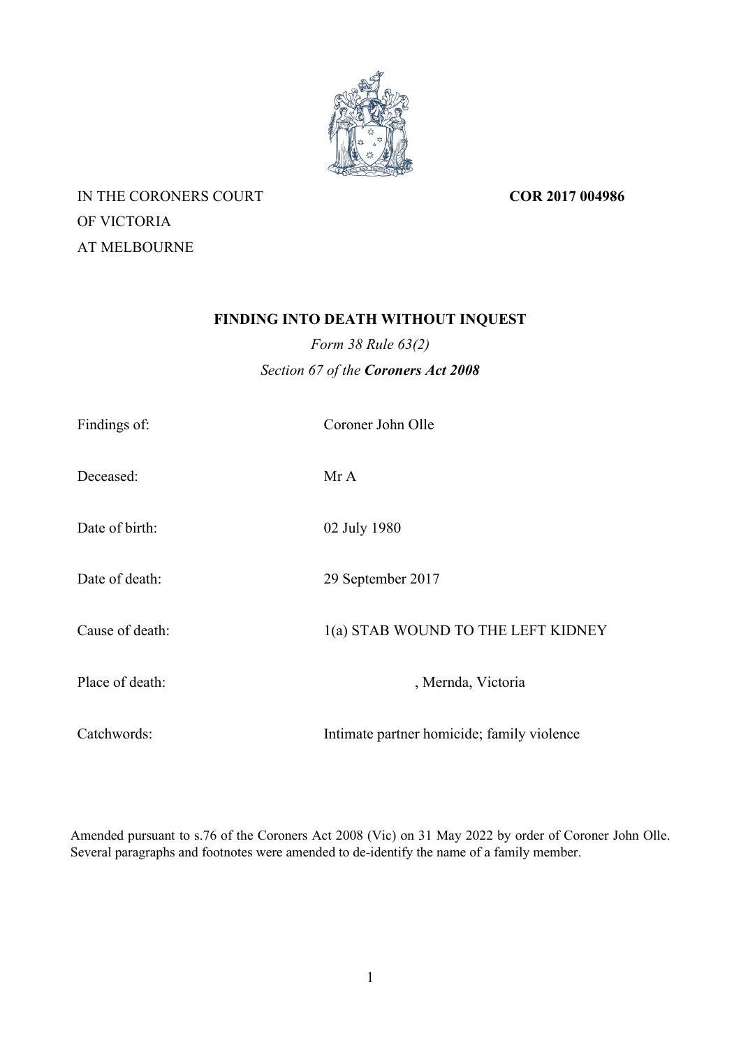IN THE CORONERS COURT
OF VICTORIA
AT MELBOURNE

**COR 2017 004986**

# FINDING INTO DEATH WITHOUT INQUEST

*Form 38 Rule 63(2)*

*Section 67 of the* ***Coroners Act 2008***

| | |
|---|---|
| Findings of: | Coroner John Olle |
| Deceased: | Mr A |
| Date of birth: | 02 July 1980 |
| Date of death: | 29 September 2017 |
| Cause of death: | 1(a) STAB WOUND TO THE LEFT KIDNEY |
| Place of death: | , Mernda, Victoria |
| Catchwords: | Intimate partner homicide; family violence |

Amended pursuant to s.76 of the Coroners Act 2008 (Vic) on 31 May 2022 by order of Coroner John Olle. Several paragraphs and footnotes were amended to de-identify the name of a family member.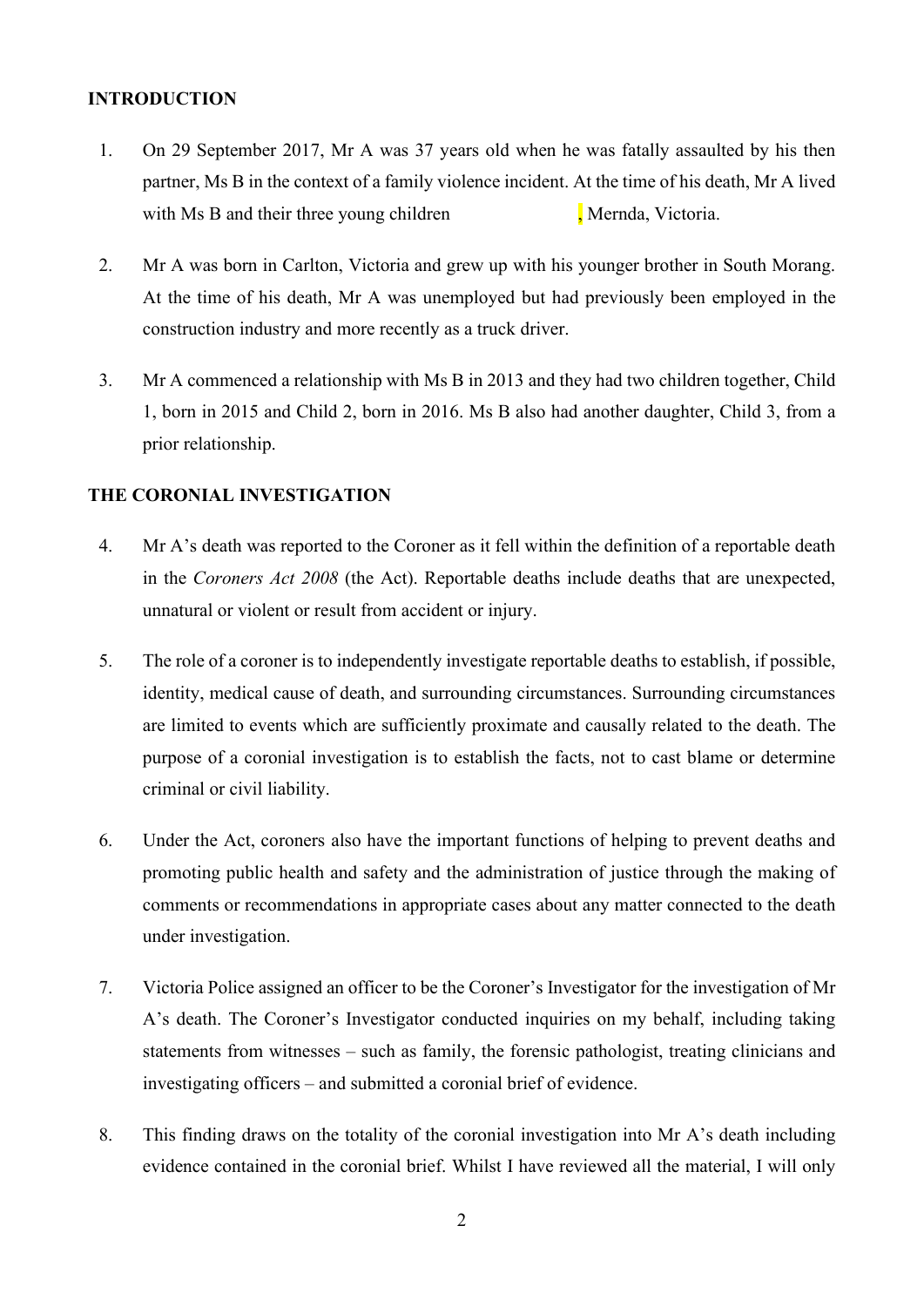## INTRODUCTION

1. On 29 September 2017, Mr A was 37 years old when he was fatally assaulted by his then partner, Ms B in the context of a family violence incident. At the time of his death, Mr A lived with Ms B and their three young children , Mernda, Victoria.

2. Mr A was born in Carlton, Victoria and grew up with his younger brother in South Morang. At the time of his death, Mr A was unemployed but had previously been employed in the construction industry and more recently as a truck driver.

3. Mr A commenced a relationship with Ms B in 2013 and they had two children together, Child 1, born in 2015 and Child 2, born in 2016. Ms B also had another daughter, Child 3, from a prior relationship.

## THE CORONIAL INVESTIGATION

4. Mr A's death was reported to the Coroner as it fell within the definition of a reportable death in the *Coroners Act 2008* (the Act). Reportable deaths include deaths that are unexpected, unnatural or violent or result from accident or injury.

5. The role of a coroner is to independently investigate reportable deaths to establish, if possible, identity, medical cause of death, and surrounding circumstances. Surrounding circumstances are limited to events which are sufficiently proximate and causally related to the death. The purpose of a coronial investigation is to establish the facts, not to cast blame or determine criminal or civil liability.

6. Under the Act, coroners also have the important functions of helping to prevent deaths and promoting public health and safety and the administration of justice through the making of comments or recommendations in appropriate cases about any matter connected to the death under investigation.

7. Victoria Police assigned an officer to be the Coroner's Investigator for the investigation of Mr A's death. The Coroner's Investigator conducted inquiries on my behalf, including taking statements from witnesses – such as family, the forensic pathologist, treating clinicians and investigating officers – and submitted a coronial brief of evidence.

8. This finding draws on the totality of the coronial investigation into Mr A's death including evidence contained in the coronial brief. Whilst I have reviewed all the material, I will only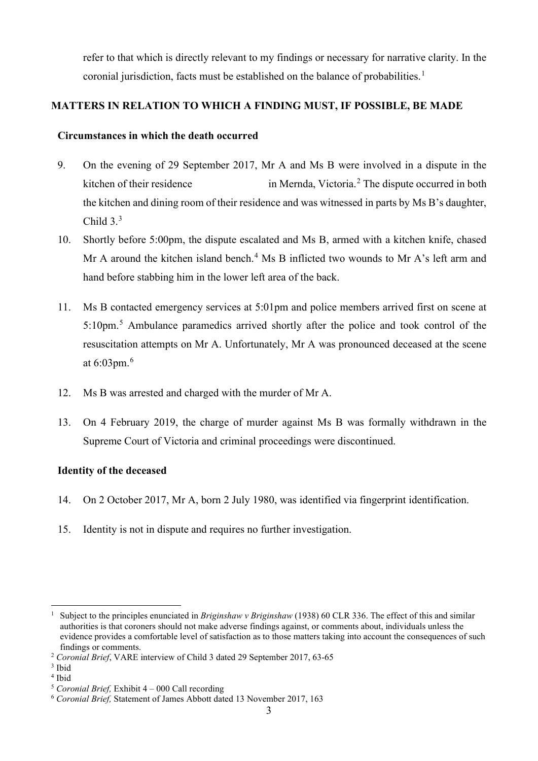refer to that which is directly relevant to my findings or necessary for narrative clarity. In the coronial jurisdiction, facts must be established on the balance of probabilities.[1]

## MATTERS IN RELATION TO WHICH A FINDING MUST, IF POSSIBLE, BE MADE

### Circumstances in which the death occurred

9. On the evening of 29 September 2017, Mr A and Ms B were involved in a dispute in the kitchen of their residence in Mernda, Victoria.[2] The dispute occurred in both the kitchen and dining room of their residence and was witnessed in parts by Ms B's daughter, Child 3.[3]

10. Shortly before 5:00pm, the dispute escalated and Ms B, armed with a kitchen knife, chased Mr A around the kitchen island bench.[4] Ms B inflicted two wounds to Mr A's left arm and hand before stabbing him in the lower left area of the back.

11. Ms B contacted emergency services at 5:01pm and police members arrived first on scene at 5:10pm.[5] Ambulance paramedics arrived shortly after the police and took control of the resuscitation attempts on Mr A. Unfortunately, Mr A was pronounced deceased at the scene at 6:03pm.[6]

12. Ms B was arrested and charged with the murder of Mr A.

13. On 4 February 2019, the charge of murder against Ms B was formally withdrawn in the Supreme Court of Victoria and criminal proceedings were discontinued.

### Identity of the deceased

14. On 2 October 2017, Mr A, born 2 July 1980, was identified via fingerprint identification.

15. Identity is not in dispute and requires no further investigation.

---

[1] Subject to the principles enunciated in *Briginshaw v Briginshaw* (1938) 60 CLR 336. The effect of this and similar authorities is that coroners should not make adverse findings against, or comments about, individuals unless the evidence provides a comfortable level of satisfaction as to those matters taking into account the consequences of such findings or comments.

[2] *Coronial Brief*, VARE interview of Child 3 dated 29 September 2017, 63-65

[3] Ibid

[4] Ibid

[5] *Coronial Brief,* Exhibit 4 – 000 Call recording

[6] *Coronial Brief,* Statement of James Abbott dated 13 November 2017, 163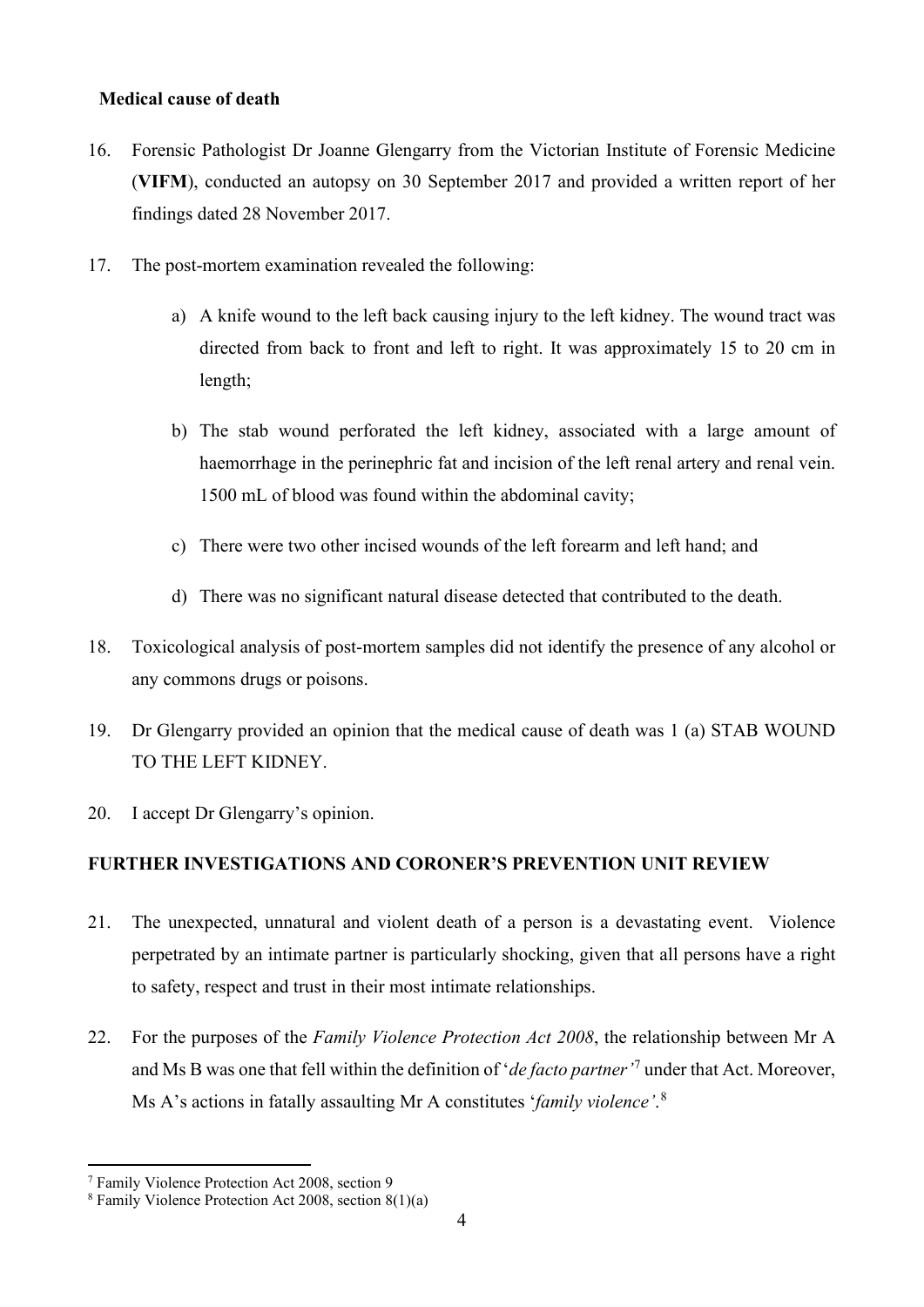**Medical cause of death**

16. Forensic Pathologist Dr Joanne Glengarry from the Victorian Institute of Forensic Medicine (**VIFM**), conducted an autopsy on 30 September 2017 and provided a written report of her findings dated 28 November 2017.

17. The post-mortem examination revealed the following:

    a) A knife wound to the left back causing injury to the left kidney. The wound tract was directed from back to front and left to right. It was approximately 15 to 20 cm in length;

    b) The stab wound perforated the left kidney, associated with a large amount of haemorrhage in the perinephric fat and incision of the left renal artery and renal vein. 1500 mL of blood was found within the abdominal cavity;

    c) There were two other incised wounds of the left forearm and left hand; and

    d) There was no significant natural disease detected that contributed to the death.

18. Toxicological analysis of post-mortem samples did not identify the presence of any alcohol or any commons drugs or poisons.

19. Dr Glengarry provided an opinion that the medical cause of death was 1 (a) STAB WOUND TO THE LEFT KIDNEY.

20. I accept Dr Glengarry's opinion.

## FURTHER INVESTIGATIONS AND CORONER'S PREVENTION UNIT REVIEW

21. The unexpected, unnatural and violent death of a person is a devastating event. Violence perpetrated by an intimate partner is particularly shocking, given that all persons have a right to safety, respect and trust in their most intimate relationships.

22. For the purposes of the *Family Violence Protection Act 2008*, the relationship between Mr A and Ms B was one that fell within the definition of '*de facto partner*'[7] under that Act. Moreover, Ms A's actions in fatally assaulting Mr A constitutes '*family violence*'.[8]

---

[7] Family Violence Protection Act 2008, section 9

[8] Family Violence Protection Act 2008, section 8(1)(a)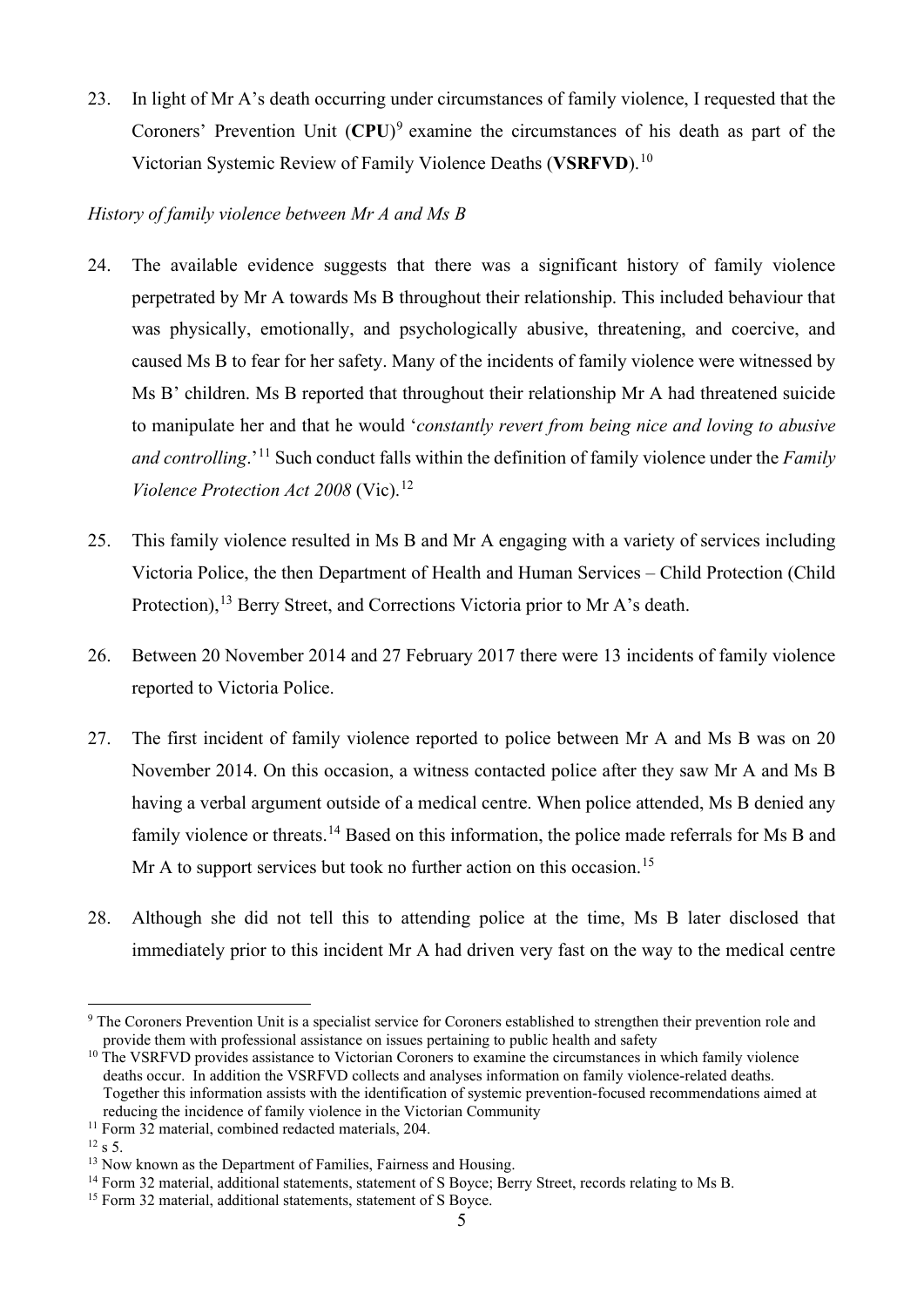23. In light of Mr A's death occurring under circumstances of family violence, I requested that the Coroners' Prevention Unit (**CPU**)[9] examine the circumstances of his death as part of the Victorian Systemic Review of Family Violence Deaths (**VSRFVD**).[10]

*History of family violence between Mr A and Ms B*

24. The available evidence suggests that there was a significant history of family violence perpetrated by Mr A towards Ms B throughout their relationship. This included behaviour that was physically, emotionally, and psychologically abusive, threatening, and coercive, and caused Ms B to fear for her safety. Many of the incidents of family violence were witnessed by Ms B' children. Ms B reported that throughout their relationship Mr A had threatened suicide to manipulate her and that he would '*constantly revert from being nice and loving to abusive and controlling*.'[11] Such conduct falls within the definition of family violence under the *Family Violence Protection Act 2008* (Vic).[12]

25. This family violence resulted in Ms B and Mr A engaging with a variety of services including Victoria Police, the then Department of Health and Human Services – Child Protection (Child Protection),[13] Berry Street, and Corrections Victoria prior to Mr A's death.

26. Between 20 November 2014 and 27 February 2017 there were 13 incidents of family violence reported to Victoria Police.

27. The first incident of family violence reported to police between Mr A and Ms B was on 20 November 2014. On this occasion, a witness contacted police after they saw Mr A and Ms B having a verbal argument outside of a medical centre. When police attended, Ms B denied any family violence or threats.[14] Based on this information, the police made referrals for Ms B and Mr A to support services but took no further action on this occasion.[15]

28. Although she did not tell this to attending police at the time, Ms B later disclosed that immediately prior to this incident Mr A had driven very fast on the way to the medical centre

---

[9] The Coroners Prevention Unit is a specialist service for Coroners established to strengthen their prevention role and provide them with professional assistance on issues pertaining to public health and safety

[10] The VSRFVD provides assistance to Victorian Coroners to examine the circumstances in which family violence deaths occur. In addition the VSRFVD collects and analyses information on family violence-related deaths. Together this information assists with the identification of systemic prevention-focused recommendations aimed at reducing the incidence of family violence in the Victorian Community

[11] Form 32 material, combined redacted materials, 204.

[12] s 5.

[13] Now known as the Department of Families, Fairness and Housing.

[14] Form 32 material, additional statements, statement of S Boyce; Berry Street, records relating to Ms B.

[15] Form 32 material, additional statements, statement of S Boyce.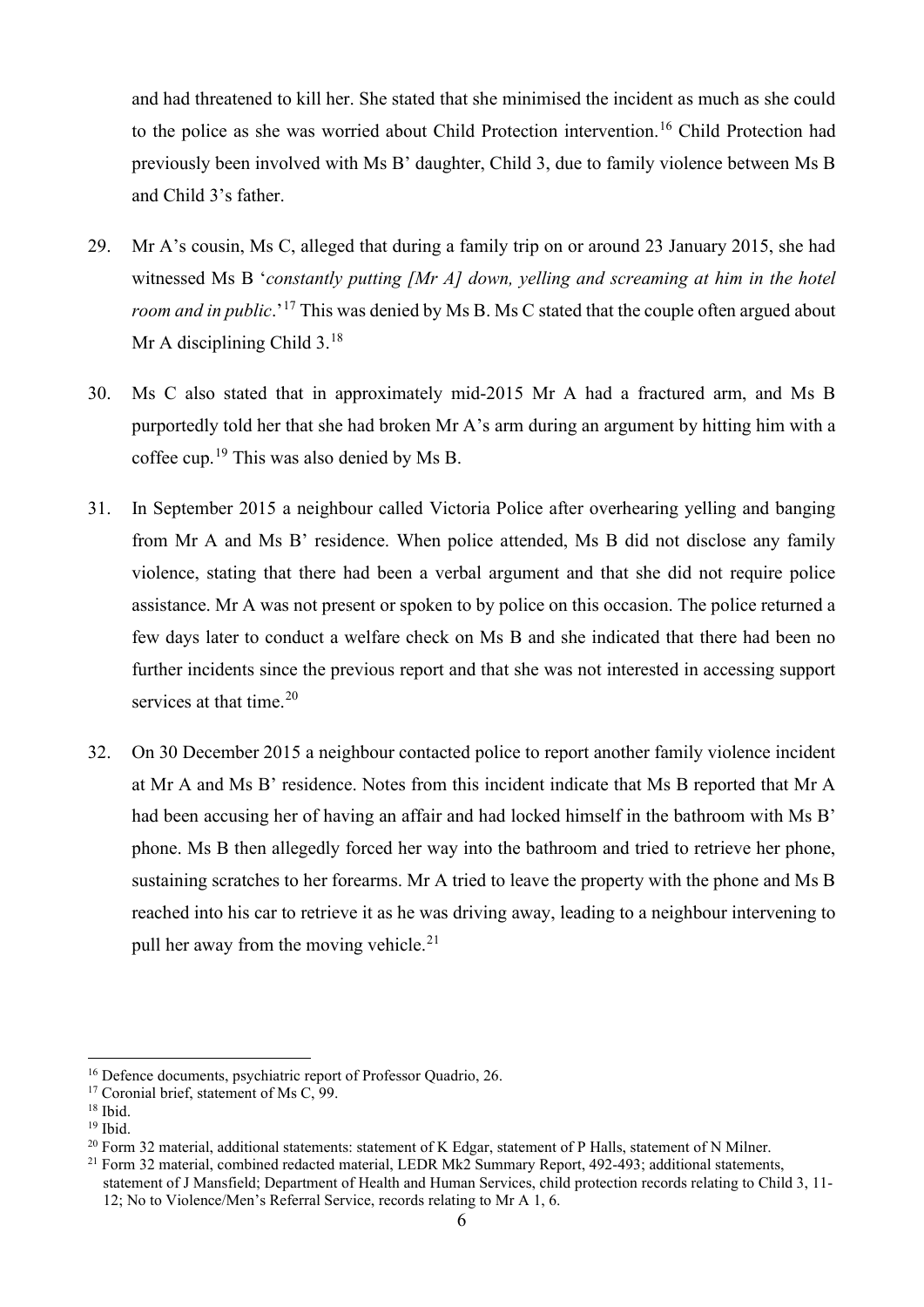and had threatened to kill her. She stated that she minimised the incident as much as she could to the police as she was worried about Child Protection intervention.[16] Child Protection had previously been involved with Ms B' daughter, Child 3, due to family violence between Ms B and Child 3's father.

29. Mr A's cousin, Ms C, alleged that during a family trip on or around 23 January 2015, she had witnessed Ms B '*constantly putting [Mr A] down, yelling and screaming at him in the hotel room and in public*.'[17] This was denied by Ms B. Ms C stated that the couple often argued about Mr A disciplining Child 3.[18]

30. Ms C also stated that in approximately mid-2015 Mr A had a fractured arm, and Ms B purportedly told her that she had broken Mr A's arm during an argument by hitting him with a coffee cup.[19] This was also denied by Ms B.

31. In September 2015 a neighbour called Victoria Police after overhearing yelling and banging from Mr A and Ms B' residence. When police attended, Ms B did not disclose any family violence, stating that there had been a verbal argument and that she did not require police assistance. Mr A was not present or spoken to by police on this occasion. The police returned a few days later to conduct a welfare check on Ms B and she indicated that there had been no further incidents since the previous report and that she was not interested in accessing support services at that time.[20]

32. On 30 December 2015 a neighbour contacted police to report another family violence incident at Mr A and Ms B' residence. Notes from this incident indicate that Ms B reported that Mr A had been accusing her of having an affair and had locked himself in the bathroom with Ms B' phone. Ms B then allegedly forced her way into the bathroom and tried to retrieve her phone, sustaining scratches to her forearms. Mr A tried to leave the property with the phone and Ms B reached into his car to retrieve it as he was driving away, leading to a neighbour intervening to pull her away from the moving vehicle.[21]

---

[16] Defence documents, psychiatric report of Professor Quadrio, 26.

[17] Coronial brief, statement of Ms C, 99.

[18] Ibid.

[19] Ibid.

[20] Form 32 material, additional statements: statement of K Edgar, statement of P Halls, statement of N Milner.

[21] Form 32 material, combined redacted material, LEDR Mk2 Summary Report, 492-493; additional statements, statement of J Mansfield; Department of Health and Human Services, child protection records relating to Child 3, 11-12; No to Violence/Men's Referral Service, records relating to Mr A 1, 6.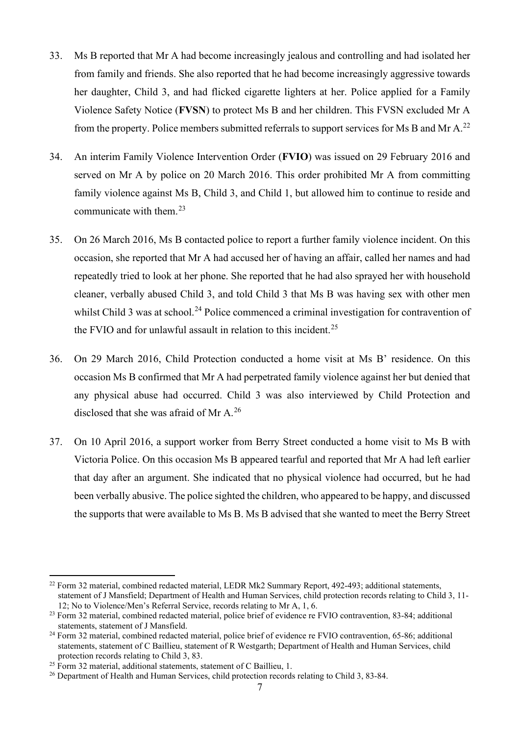33. Ms B reported that Mr A had become increasingly jealous and controlling and had isolated her from family and friends. She also reported that he had become increasingly aggressive towards her daughter, Child 3, and had flicked cigarette lighters at her. Police applied for a Family Violence Safety Notice (**FVSN**) to protect Ms B and her children. This FVSN excluded Mr A from the property. Police members submitted referrals to support services for Ms B and Mr A.[22]

34. An interim Family Violence Intervention Order (**FVIO**) was issued on 29 February 2016 and served on Mr A by police on 20 March 2016. This order prohibited Mr A from committing family violence against Ms B, Child 3, and Child 1, but allowed him to continue to reside and communicate with them.[23]

35. On 26 March 2016, Ms B contacted police to report a further family violence incident. On this occasion, she reported that Mr A had accused her of having an affair, called her names and had repeatedly tried to look at her phone. She reported that he had also sprayed her with household cleaner, verbally abused Child 3, and told Child 3 that Ms B was having sex with other men whilst Child 3 was at school.[24] Police commenced a criminal investigation for contravention of the FVIO and for unlawful assault in relation to this incident.[25]

36. On 29 March 2016, Child Protection conducted a home visit at Ms B' residence. On this occasion Ms B confirmed that Mr A had perpetrated family violence against her but denied that any physical abuse had occurred. Child 3 was also interviewed by Child Protection and disclosed that she was afraid of Mr A.[26]

37. On 10 April 2016, a support worker from Berry Street conducted a home visit to Ms B with Victoria Police. On this occasion Ms B appeared tearful and reported that Mr A had left earlier that day after an argument. She indicated that no physical violence had occurred, but he had been verbally abusive. The police sighted the children, who appeared to be happy, and discussed the supports that were available to Ms B. Ms B advised that she wanted to meet the Berry Street

---

[22] Form 32 material, combined redacted material, LEDR Mk2 Summary Report, 492-493; additional statements, statement of J Mansfield; Department of Health and Human Services, child protection records relating to Child 3, 11-12; No to Violence/Men's Referral Service, records relating to Mr A, 1, 6.

[23] Form 32 material, combined redacted material, police brief of evidence re FVIO contravention, 83-84; additional statements, statement of J Mansfield.

[24] Form 32 material, combined redacted material, police brief of evidence re FVIO contravention, 65-86; additional statements, statement of C Baillieu, statement of R Westgarth; Department of Health and Human Services, child protection records relating to Child 3, 83.

[25] Form 32 material, additional statements, statement of C Baillieu, 1.

[26] Department of Health and Human Services, child protection records relating to Child 3, 83-84.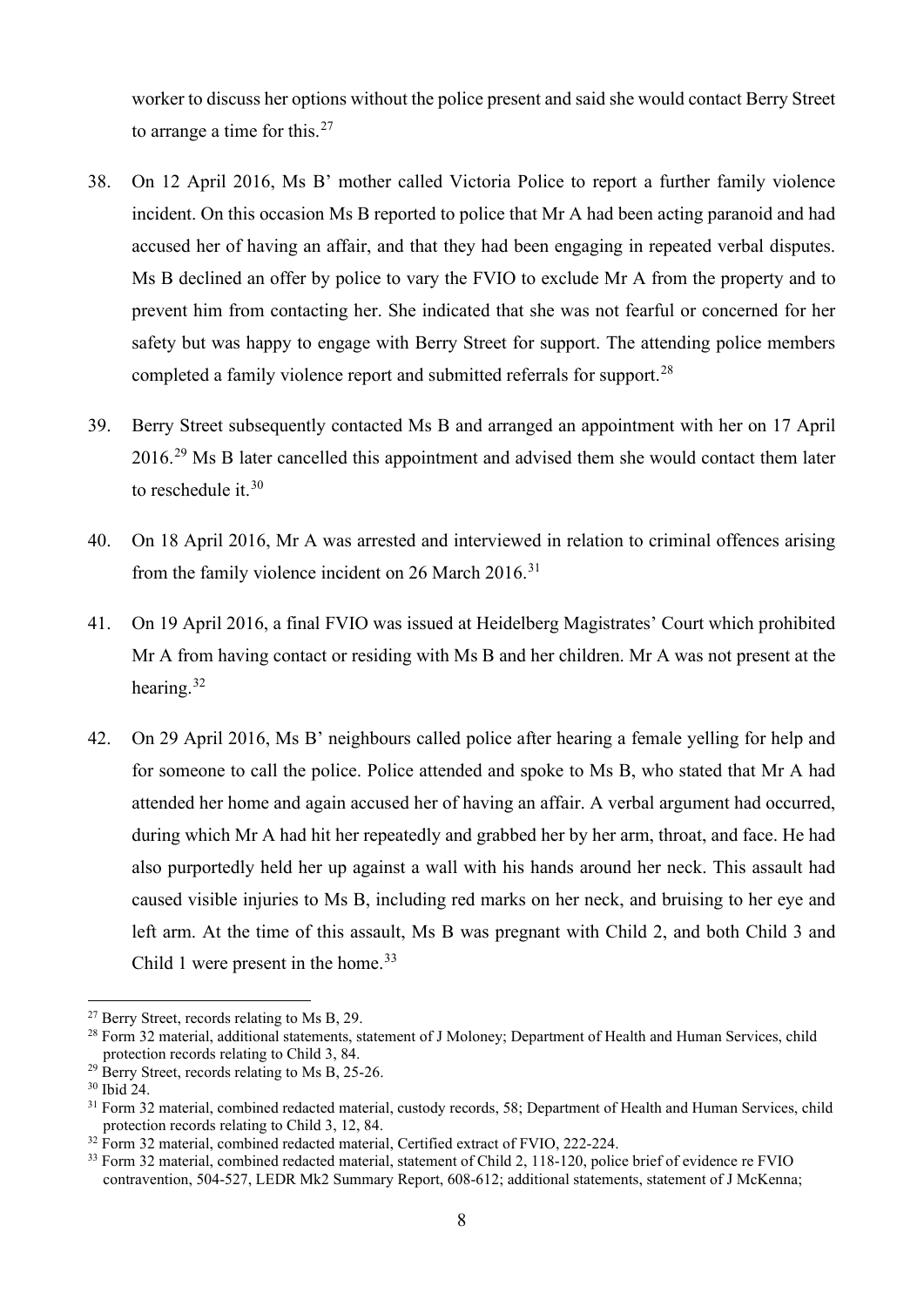worker to discuss her options without the police present and said she would contact Berry Street to arrange a time for this.[27]

38. On 12 April 2016, Ms B' mother called Victoria Police to report a further family violence incident. On this occasion Ms B reported to police that Mr A had been acting paranoid and had accused her of having an affair, and that they had been engaging in repeated verbal disputes. Ms B declined an offer by police to vary the FVIO to exclude Mr A from the property and to prevent him from contacting her. She indicated that she was not fearful or concerned for her safety but was happy to engage with Berry Street for support. The attending police members completed a family violence report and submitted referrals for support.[28]

39. Berry Street subsequently contacted Ms B and arranged an appointment with her on 17 April 2016.[29] Ms B later cancelled this appointment and advised them she would contact them later to reschedule it.[30]

40. On 18 April 2016, Mr A was arrested and interviewed in relation to criminal offences arising from the family violence incident on 26 March 2016.[31]

41. On 19 April 2016, a final FVIO was issued at Heidelberg Magistrates' Court which prohibited Mr A from having contact or residing with Ms B and her children. Mr A was not present at the hearing.[32]

42. On 29 April 2016, Ms B' neighbours called police after hearing a female yelling for help and for someone to call the police. Police attended and spoke to Ms B, who stated that Mr A had attended her home and again accused her of having an affair. A verbal argument had occurred, during which Mr A had hit her repeatedly and grabbed her by her arm, throat, and face. He had also purportedly held her up against a wall with his hands around her neck. This assault had caused visible injuries to Ms B, including red marks on her neck, and bruising to her eye and left arm. At the time of this assault, Ms B was pregnant with Child 2, and both Child 3 and Child 1 were present in the home.[33]

---

[27] Berry Street, records relating to Ms B, 29.

[28] Form 32 material, additional statements, statement of J Moloney; Department of Health and Human Services, child protection records relating to Child 3, 84.

[29] Berry Street, records relating to Ms B, 25-26.

[30] Ibid 24.

[31] Form 32 material, combined redacted material, custody records, 58; Department of Health and Human Services, child protection records relating to Child 3, 12, 84.

[32] Form 32 material, combined redacted material, Certified extract of FVIO, 222-224.

[33] Form 32 material, combined redacted material, statement of Child 2, 118-120, police brief of evidence re FVIO contravention, 504-527, LEDR Mk2 Summary Report, 608-612; additional statements, statement of J McKenna;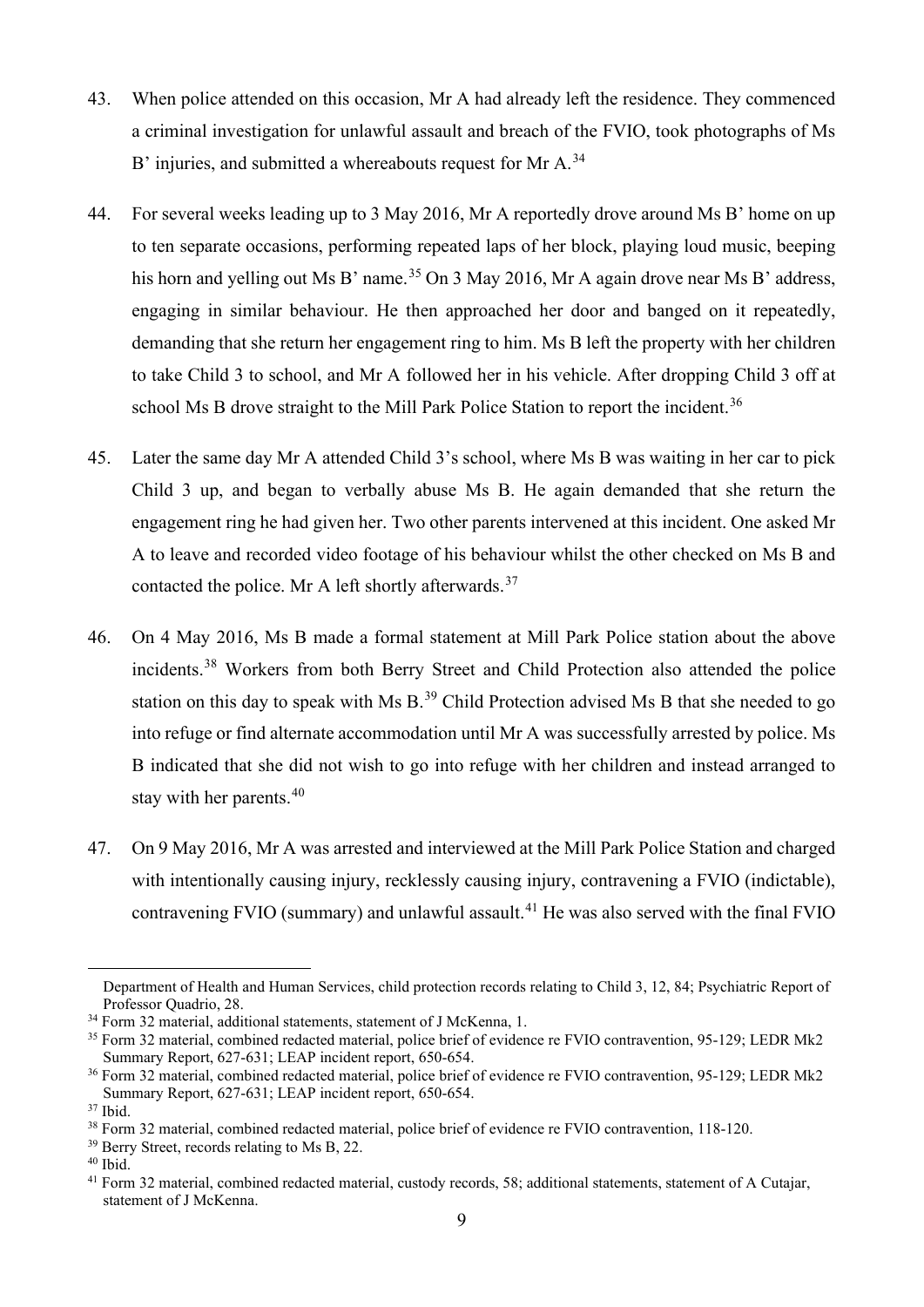43. When police attended on this occasion, Mr A had already left the residence. They commenced a criminal investigation for unlawful assault and breach of the FVIO, took photographs of Ms B' injuries, and submitted a whereabouts request for Mr A.[34]

44. For several weeks leading up to 3 May 2016, Mr A reportedly drove around Ms B' home on up to ten separate occasions, performing repeated laps of her block, playing loud music, beeping his horn and yelling out Ms B' name.[35] On 3 May 2016, Mr A again drove near Ms B' address, engaging in similar behaviour. He then approached her door and banged on it repeatedly, demanding that she return her engagement ring to him. Ms B left the property with her children to take Child 3 to school, and Mr A followed her in his vehicle. After dropping Child 3 off at school Ms B drove straight to the Mill Park Police Station to report the incident.[36]

45. Later the same day Mr A attended Child 3's school, where Ms B was waiting in her car to pick Child 3 up, and began to verbally abuse Ms B. He again demanded that she return the engagement ring he had given her. Two other parents intervened at this incident. One asked Mr A to leave and recorded video footage of his behaviour whilst the other checked on Ms B and contacted the police. Mr A left shortly afterwards.[37]

46. On 4 May 2016, Ms B made a formal statement at Mill Park Police station about the above incidents.[38] Workers from both Berry Street and Child Protection also attended the police station on this day to speak with Ms B.[39] Child Protection advised Ms B that she needed to go into refuge or find alternate accommodation until Mr A was successfully arrested by police. Ms B indicated that she did not wish to go into refuge with her children and instead arranged to stay with her parents.[40]

47. On 9 May 2016, Mr A was arrested and interviewed at the Mill Park Police Station and charged with intentionally causing injury, recklessly causing injury, contravening a FVIO (indictable), contravening FVIO (summary) and unlawful assault.[41] He was also served with the final FVIO

---

Department of Health and Human Services, child protection records relating to Child 3, 12, 84; Psychiatric Report of Professor Quadrio, 28.

[34] Form 32 material, additional statements, statement of J McKenna, 1.

[35] Form 32 material, combined redacted material, police brief of evidence re FVIO contravention, 95-129; LEDR Mk2 Summary Report, 627-631; LEAP incident report, 650-654.

[36] Form 32 material, combined redacted material, police brief of evidence re FVIO contravention, 95-129; LEDR Mk2 Summary Report, 627-631; LEAP incident report, 650-654.

[37] Ibid.

[38] Form 32 material, combined redacted material, police brief of evidence re FVIO contravention, 118-120.

[39] Berry Street, records relating to Ms B, 22.

[40] Ibid.

[41] Form 32 material, combined redacted material, custody records, 58; additional statements, statement of A Cutajar, statement of J McKenna.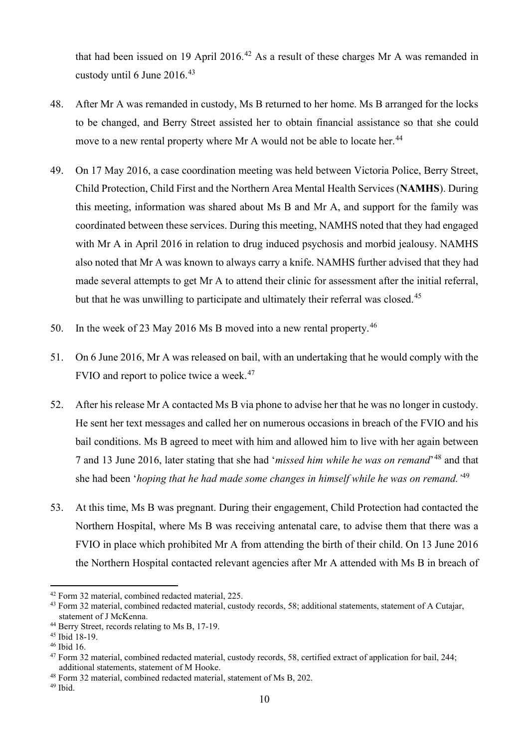that had been issued on 19 April 2016.[42] As a result of these charges Mr A was remanded in custody until 6 June 2016.[43]

48. After Mr A was remanded in custody, Ms B returned to her home. Ms B arranged for the locks to be changed, and Berry Street assisted her to obtain financial assistance so that she could move to a new rental property where Mr A would not be able to locate her.[44]

49. On 17 May 2016, a case coordination meeting was held between Victoria Police, Berry Street, Child Protection, Child First and the Northern Area Mental Health Services (**NAMHS**). During this meeting, information was shared about Ms B and Mr A, and support for the family was coordinated between these services. During this meeting, NAMHS noted that they had engaged with Mr A in April 2016 in relation to drug induced psychosis and morbid jealousy. NAMHS also noted that Mr A was known to always carry a knife. NAMHS further advised that they had made several attempts to get Mr A to attend their clinic for assessment after the initial referral, but that he was unwilling to participate and ultimately their referral was closed.[45]

50. In the week of 23 May 2016 Ms B moved into a new rental property.[46]

51. On 6 June 2016, Mr A was released on bail, with an undertaking that he would comply with the FVIO and report to police twice a week.[47]

52. After his release Mr A contacted Ms B via phone to advise her that he was no longer in custody. He sent her text messages and called her on numerous occasions in breach of the FVIO and his bail conditions. Ms B agreed to meet with him and allowed him to live with her again between 7 and 13 June 2016, later stating that she had '*missed him while he was on remand*'[48] and that she had been '*hoping that he had made some changes in himself while he was on remand.*'[49]

53. At this time, Ms B was pregnant. During their engagement, Child Protection had contacted the Northern Hospital, where Ms B was receiving antenatal care, to advise them that there was a FVIO in place which prohibited Mr A from attending the birth of their child. On 13 June 2016 the Northern Hospital contacted relevant agencies after Mr A attended with Ms B in breach of

---

[42] Form 32 material, combined redacted material, 225.

[43] Form 32 material, combined redacted material, custody records, 58; additional statements, statement of A Cutajar, statement of J McKenna.

[44] Berry Street, records relating to Ms B, 17-19.

[45] Ibid 18-19.

[46] Ibid 16.

[47] Form 32 material, combined redacted material, custody records, 58, certified extract of application for bail, 244; additional statements, statement of M Hooke.

[48] Form 32 material, combined redacted material, statement of Ms B, 202.

[49] Ibid.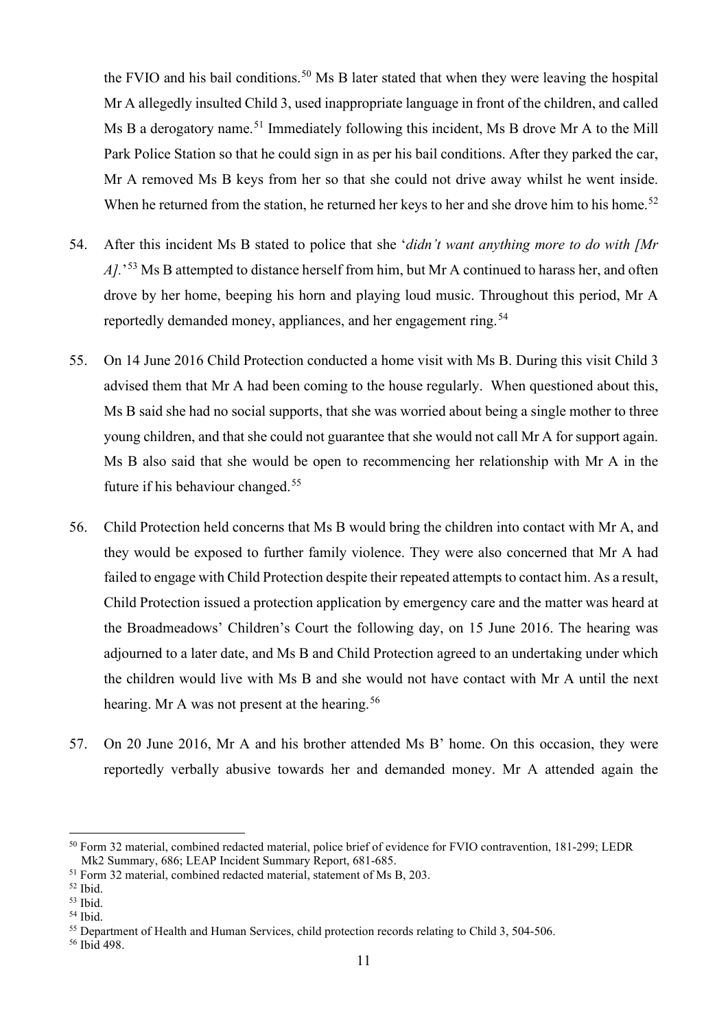the FVIO and his bail conditions.[50] Ms B later stated that when they were leaving the hospital Mr A allegedly insulted Child 3, used inappropriate language in front of the children, and called Ms B a derogatory name.[51] Immediately following this incident, Ms B drove Mr A to the Mill Park Police Station so that he could sign in as per his bail conditions. After they parked the car, Mr A removed Ms B keys from her so that she could not drive away whilst he went inside. When he returned from the station, he returned her keys to her and she drove him to his home.[52]

54. After this incident Ms B stated to police that she '*didn't want anything more to do with [Mr A].*'[53] Ms B attempted to distance herself from him, but Mr A continued to harass her, and often drove by her home, beeping his horn and playing loud music. Throughout this period, Mr A reportedly demanded money, appliances, and her engagement ring.[54]

55. On 14 June 2016 Child Protection conducted a home visit with Ms B. During this visit Child 3 advised them that Mr A had been coming to the house regularly. When questioned about this, Ms B said she had no social supports, that she was worried about being a single mother to three young children, and that she could not guarantee that she would not call Mr A for support again. Ms B also said that she would be open to recommencing her relationship with Mr A in the future if his behaviour changed.[55]

56. Child Protection held concerns that Ms B would bring the children into contact with Mr A, and they would be exposed to further family violence. They were also concerned that Mr A had failed to engage with Child Protection despite their repeated attempts to contact him. As a result, Child Protection issued a protection application by emergency care and the matter was heard at the Broadmeadows' Children's Court the following day, on 15 June 2016. The hearing was adjourned to a later date, and Ms B and Child Protection agreed to an undertaking under which the children would live with Ms B and she would not have contact with Mr A until the next hearing. Mr A was not present at the hearing.[56]

57. On 20 June 2016, Mr A and his brother attended Ms B' home. On this occasion, they were reportedly verbally abusive towards her and demanded money. Mr A attended again the

---

[50] Form 32 material, combined redacted material, police brief of evidence for FVIO contravention, 181-299; LEDR Mk2 Summary, 686; LEAP Incident Summary Report, 681-685.

[51] Form 32 material, combined redacted material, statement of Ms B, 203.

[52] Ibid.

[53] Ibid.

[54] Ibid.

[55] Department of Health and Human Services, child protection records relating to Child 3, 504-506.

[56] Ibid 498.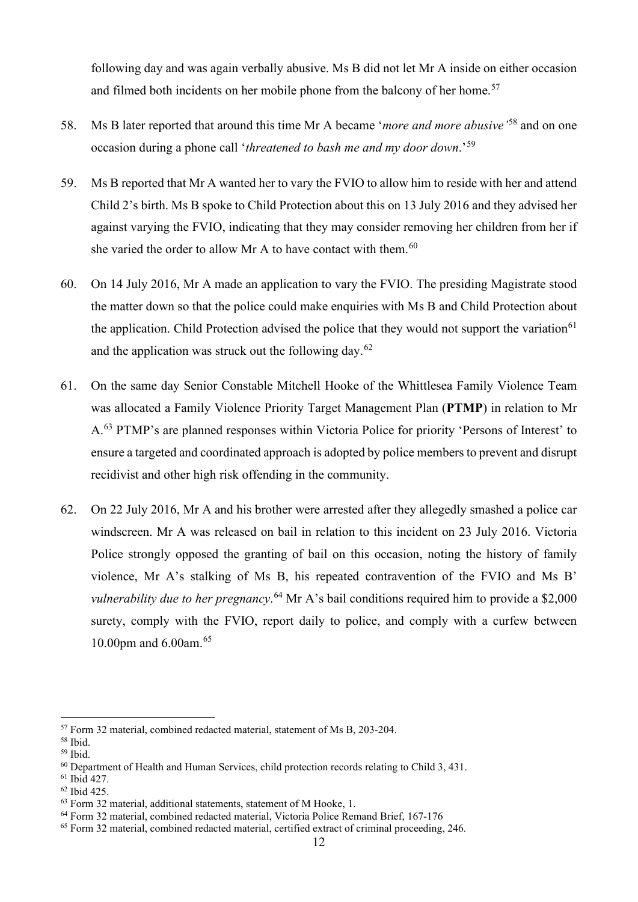following day and was again verbally abusive. Ms B did not let Mr A inside on either occasion and filmed both incidents on her mobile phone from the balcony of her home.[57]

58. Ms B later reported that around this time Mr A became '*more and more abusive'*[58] and on one occasion during a phone call '*threatened to bash me and my door down*.'[59]

59. Ms B reported that Mr A wanted her to vary the FVIO to allow him to reside with her and attend Child 2's birth. Ms B spoke to Child Protection about this on 13 July 2016 and they advised her against varying the FVIO, indicating that they may consider removing her children from her if she varied the order to allow Mr A to have contact with them.[60]

60. On 14 July 2016, Mr A made an application to vary the FVIO. The presiding Magistrate stood the matter down so that the police could make enquiries with Ms B and Child Protection about the application. Child Protection advised the police that they would not support the variation[61] and the application was struck out the following day.[62]

61. On the same day Senior Constable Mitchell Hooke of the Whittlesea Family Violence Team was allocated a Family Violence Priority Target Management Plan (**PTMP**) in relation to Mr A.[63] PTMP's are planned responses within Victoria Police for priority 'Persons of Interest' to ensure a targeted and coordinated approach is adopted by police members to prevent and disrupt recidivist and other high risk offending in the community.

62. On 22 July 2016, Mr A and his brother were arrested after they allegedly smashed a police car windscreen. Mr A was released on bail in relation to this incident on 23 July 2016. Victoria Police strongly opposed the granting of bail on this occasion, noting the history of family violence, Mr A's stalking of Ms B, his repeated contravention of the FVIO and Ms B' *vulnerability due to her pregnancy*.[64] Mr A's bail conditions required him to provide a $2,000 surety, comply with the FVIO, report daily to police, and comply with a curfew between 10.00pm and 6.00am.[65]

---

[57] Form 32 material, combined redacted material, statement of Ms B, 203-204.
[58] Ibid.
[59] Ibid.
[60] Department of Health and Human Services, child protection records relating to Child 3, 431.
[61] Ibid 427.
[62] Ibid 425.
[63] Form 32 material, additional statements, statement of M Hooke, 1.
[64] Form 32 material, combined redacted material, Victoria Police Remand Brief, 167-176
[65] Form 32 material, combined redacted material, certified extract of criminal proceeding, 246.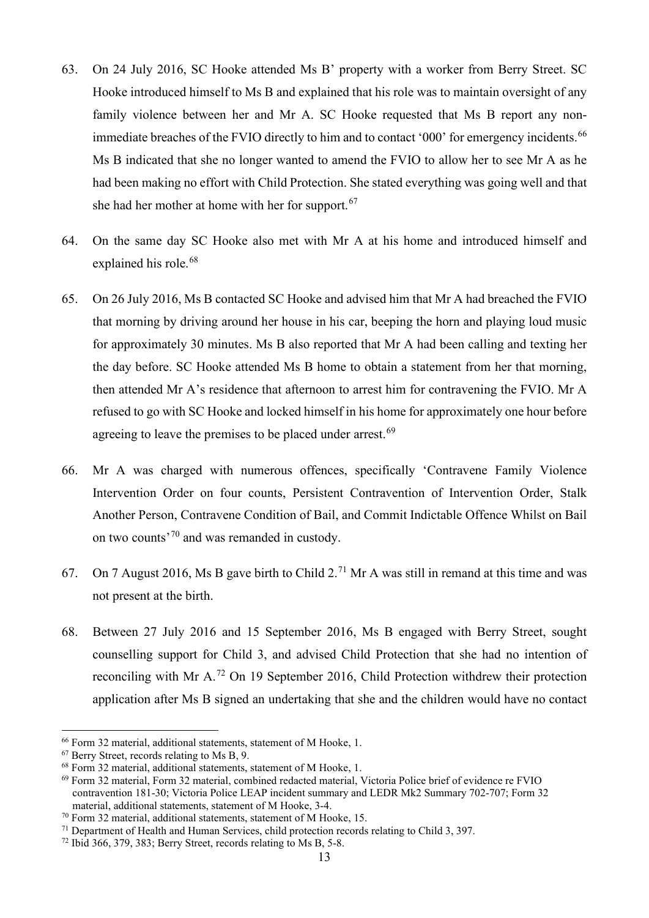63. On 24 July 2016, SC Hooke attended Ms B' property with a worker from Berry Street. SC Hooke introduced himself to Ms B and explained that his role was to maintain oversight of any family violence between her and Mr A. SC Hooke requested that Ms B report any non-immediate breaches of the FVIO directly to him and to contact '000' for emergency incidents.[66] Ms B indicated that she no longer wanted to amend the FVIO to allow her to see Mr A as he had been making no effort with Child Protection. She stated everything was going well and that she had her mother at home with her for support.[67]

64. On the same day SC Hooke also met with Mr A at his home and introduced himself and explained his role.[68]

65. On 26 July 2016, Ms B contacted SC Hooke and advised him that Mr A had breached the FVIO that morning by driving around her house in his car, beeping the horn and playing loud music for approximately 30 minutes. Ms B also reported that Mr A had been calling and texting her the day before. SC Hooke attended Ms B home to obtain a statement from her that morning, then attended Mr A's residence that afternoon to arrest him for contravening the FVIO. Mr A refused to go with SC Hooke and locked himself in his home for approximately one hour before agreeing to leave the premises to be placed under arrest.[69]

66. Mr A was charged with numerous offences, specifically 'Contravene Family Violence Intervention Order on four counts, Persistent Contravention of Intervention Order, Stalk Another Person, Contravene Condition of Bail, and Commit Indictable Offence Whilst on Bail on two counts'[70] and was remanded in custody.

67. On 7 August 2016, Ms B gave birth to Child 2.[71] Mr A was still in remand at this time and was not present at the birth.

68. Between 27 July 2016 and 15 September 2016, Ms B engaged with Berry Street, sought counselling support for Child 3, and advised Child Protection that she had no intention of reconciling with Mr A.[72] On 19 September 2016, Child Protection withdrew their protection application after Ms B signed an undertaking that she and the children would have no contact

---

[66] Form 32 material, additional statements, statement of M Hooke, 1.

[67] Berry Street, records relating to Ms B, 9.

[68] Form 32 material, additional statements, statement of M Hooke, 1.

[69] Form 32 material, Form 32 material, combined redacted material, Victoria Police brief of evidence re FVIO contravention 181-30; Victoria Police LEAP incident summary and LEDR Mk2 Summary 702-707; Form 32 material, additional statements, statement of M Hooke, 3-4.

[70] Form 32 material, additional statements, statement of M Hooke, 15.

[71] Department of Health and Human Services, child protection records relating to Child 3, 397.

[72] Ibid 366, 379, 383; Berry Street, records relating to Ms B, 5-8.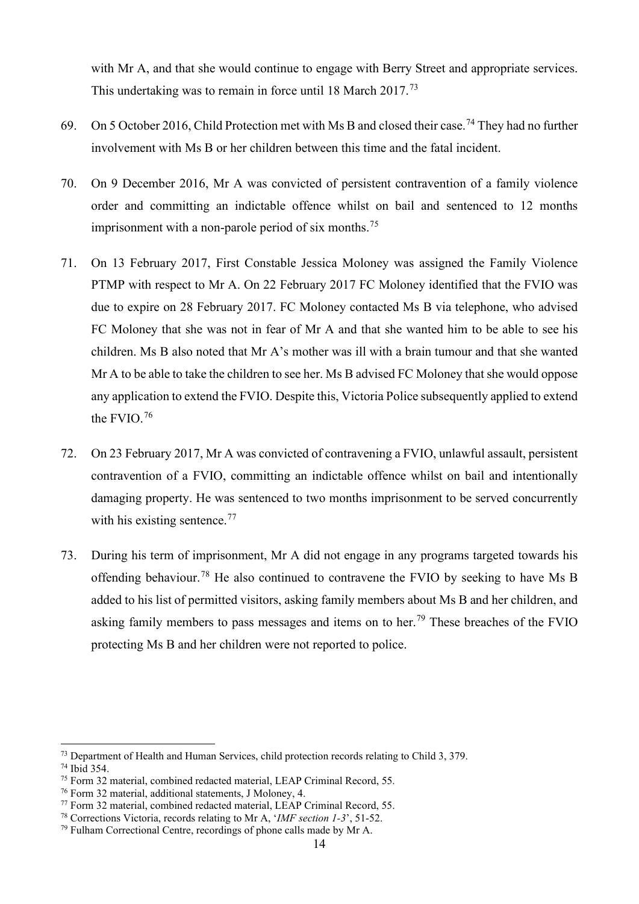with Mr A, and that she would continue to engage with Berry Street and appropriate services. This undertaking was to remain in force until 18 March 2017.[73]

69. On 5 October 2016, Child Protection met with Ms B and closed their case.[74] They had no further involvement with Ms B or her children between this time and the fatal incident.

70. On 9 December 2016, Mr A was convicted of persistent contravention of a family violence order and committing an indictable offence whilst on bail and sentenced to 12 months imprisonment with a non-parole period of six months.[75]

71. On 13 February 2017, First Constable Jessica Moloney was assigned the Family Violence PTMP with respect to Mr A. On 22 February 2017 FC Moloney identified that the FVIO was due to expire on 28 February 2017. FC Moloney contacted Ms B via telephone, who advised FC Moloney that she was not in fear of Mr A and that she wanted him to be able to see his children. Ms B also noted that Mr A's mother was ill with a brain tumour and that she wanted Mr A to be able to take the children to see her. Ms B advised FC Moloney that she would oppose any application to extend the FVIO. Despite this, Victoria Police subsequently applied to extend the FVIO.[76]

72. On 23 February 2017, Mr A was convicted of contravening a FVIO, unlawful assault, persistent contravention of a FVIO, committing an indictable offence whilst on bail and intentionally damaging property. He was sentenced to two months imprisonment to be served concurrently with his existing sentence.[77]

73. During his term of imprisonment, Mr A did not engage in any programs targeted towards his offending behaviour.[78] He also continued to contravene the FVIO by seeking to have Ms B added to his list of permitted visitors, asking family members about Ms B and her children, and asking family members to pass messages and items on to her.[79] These breaches of the FVIO protecting Ms B and her children were not reported to police.

---

[73] Department of Health and Human Services, child protection records relating to Child 3, 379.
[74] Ibid 354.
[75] Form 32 material, combined redacted material, LEAP Criminal Record, 55.
[76] Form 32 material, additional statements, J Moloney, 4.
[77] Form 32 material, combined redacted material, LEAP Criminal Record, 55.
[78] Corrections Victoria, records relating to Mr A, '*IMF section 1-3*', 51-52.
[79] Fulham Correctional Centre, recordings of phone calls made by Mr A.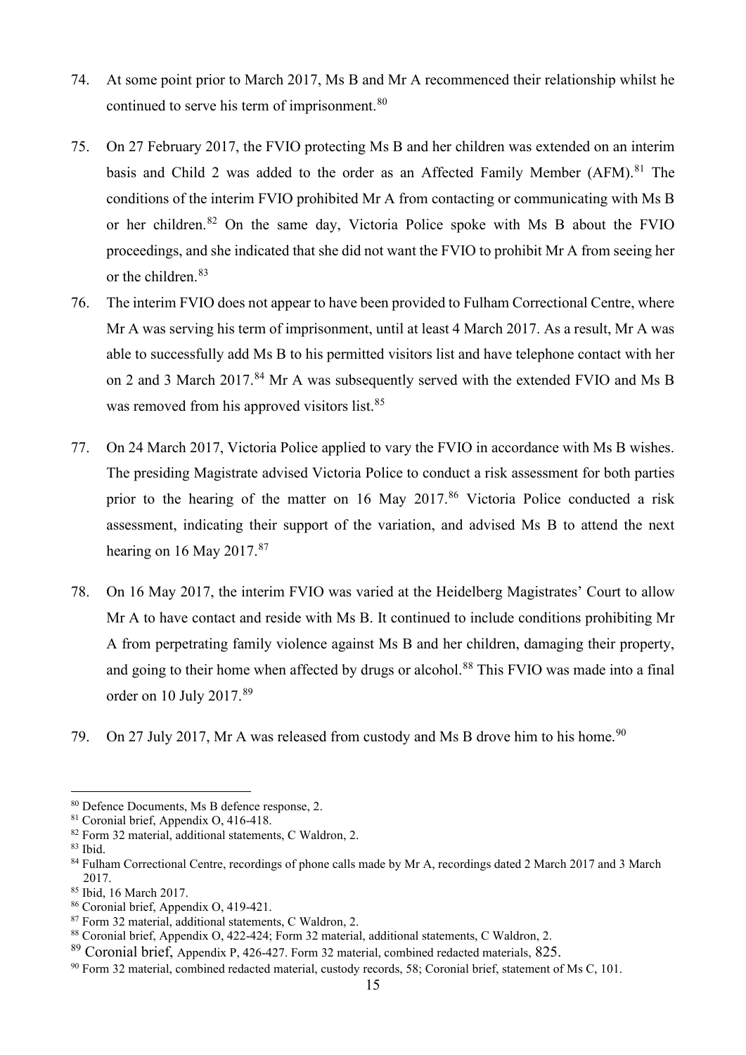74. At some point prior to March 2017, Ms B and Mr A recommenced their relationship whilst he continued to serve his term of imprisonment.[80]

75. On 27 February 2017, the FVIO protecting Ms B and her children was extended on an interim basis and Child 2 was added to the order as an Affected Family Member (AFM).[81] The conditions of the interim FVIO prohibited Mr A from contacting or communicating with Ms B or her children.[82] On the same day, Victoria Police spoke with Ms B about the FVIO proceedings, and she indicated that she did not want the FVIO to prohibit Mr A from seeing her or the children.[83]

76. The interim FVIO does not appear to have been provided to Fulham Correctional Centre, where Mr A was serving his term of imprisonment, until at least 4 March 2017. As a result, Mr A was able to successfully add Ms B to his permitted visitors list and have telephone contact with her on 2 and 3 March 2017.[84] Mr A was subsequently served with the extended FVIO and Ms B was removed from his approved visitors list.[85]

77. On 24 March 2017, Victoria Police applied to vary the FVIO in accordance with Ms B wishes. The presiding Magistrate advised Victoria Police to conduct a risk assessment for both parties prior to the hearing of the matter on 16 May 2017.[86] Victoria Police conducted a risk assessment, indicating their support of the variation, and advised Ms B to attend the next hearing on 16 May 2017.[87]

78. On 16 May 2017, the interim FVIO was varied at the Heidelberg Magistrates' Court to allow Mr A to have contact and reside with Ms B. It continued to include conditions prohibiting Mr A from perpetrating family violence against Ms B and her children, damaging their property, and going to their home when affected by drugs or alcohol.[88] This FVIO was made into a final order on 10 July 2017.[89]

79. On 27 July 2017, Mr A was released from custody and Ms B drove him to his home.[90]

---

[80] Defence Documents, Ms B defence response, 2.

[81] Coronial brief, Appendix O, 416-418.

[82] Form 32 material, additional statements, C Waldron, 2.

[83] Ibid.

[84] Fulham Correctional Centre, recordings of phone calls made by Mr A, recordings dated 2 March 2017 and 3 March 2017.

[85] Ibid, 16 March 2017.

[86] Coronial brief, Appendix O, 419-421.

[87] Form 32 material, additional statements, C Waldron, 2.

[88] Coronial brief, Appendix O, 422-424; Form 32 material, additional statements, C Waldron, 2.

[89] Coronial brief, Appendix P, 426-427. Form 32 material, combined redacted materials, 825.

[90] Form 32 material, combined redacted material, custody records, 58; Coronial brief, statement of Ms C, 101.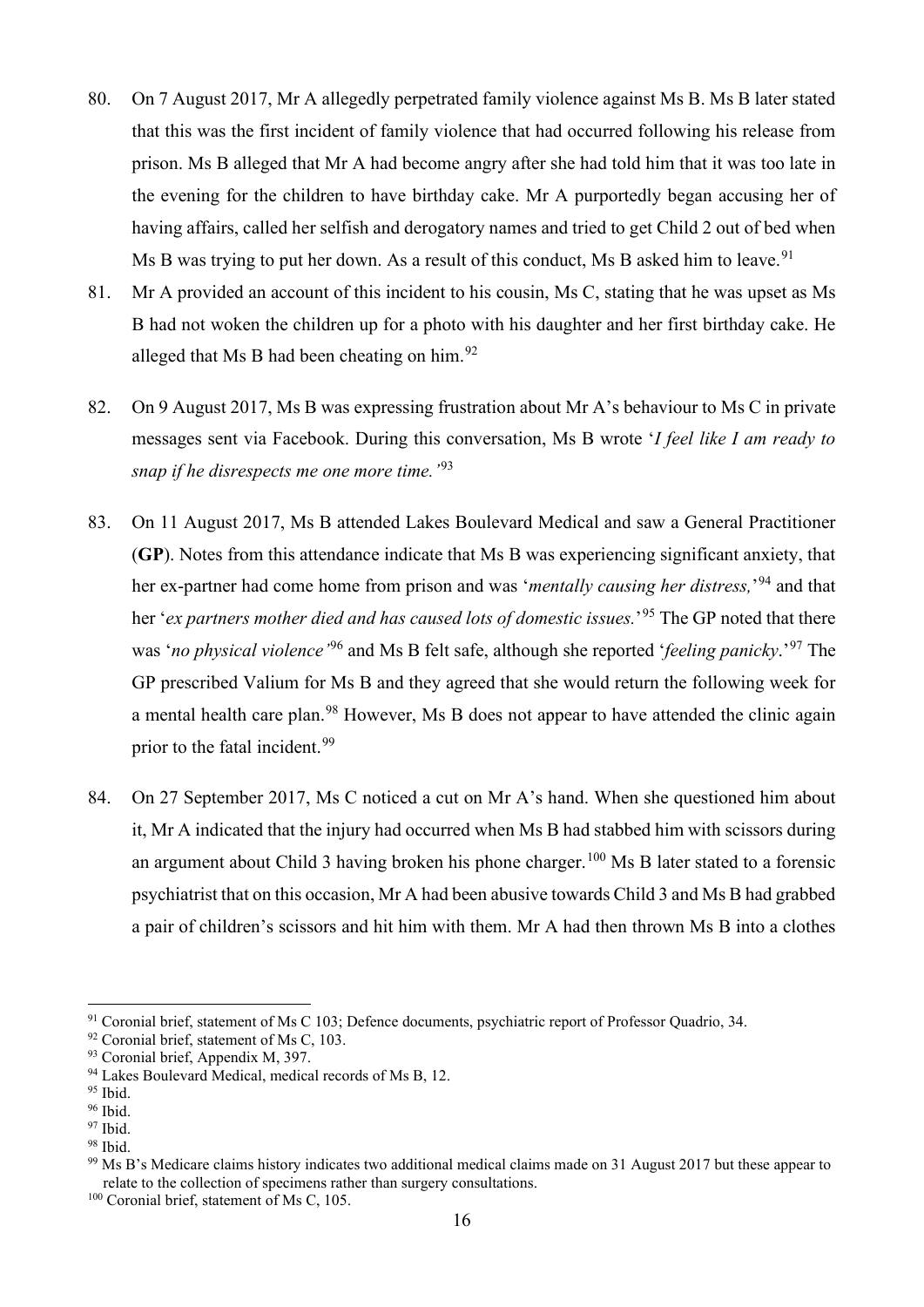80. On 7 August 2017, Mr A allegedly perpetrated family violence against Ms B. Ms B later stated that this was the first incident of family violence that had occurred following his release from prison. Ms B alleged that Mr A had become angry after she had told him that it was too late in the evening for the children to have birthday cake. Mr A purportedly began accusing her of having affairs, called her selfish and derogatory names and tried to get Child 2 out of bed when Ms B was trying to put her down. As a result of this conduct, Ms B asked him to leave.[91]

81. Mr A provided an account of this incident to his cousin, Ms C, stating that he was upset as Ms B had not woken the children up for a photo with his daughter and her first birthday cake. He alleged that Ms B had been cheating on him.[92]

82. On 9 August 2017, Ms B was expressing frustration about Mr A's behaviour to Ms C in private messages sent via Facebook. During this conversation, Ms B wrote '*I feel like I am ready to snap if he disrespects me one more time.*'[93]

83. On 11 August 2017, Ms B attended Lakes Boulevard Medical and saw a General Practitioner (**GP**). Notes from this attendance indicate that Ms B was experiencing significant anxiety, that her ex-partner had come home from prison and was '*mentally causing her distress,*'[94] and that her '*ex partners mother died and has caused lots of domestic issues.*'[95] The GP noted that there was '*no physical violence*'[96] and Ms B felt safe, although she reported '*feeling panicky*.'[97] The GP prescribed Valium for Ms B and they agreed that she would return the following week for a mental health care plan.[98] However, Ms B does not appear to have attended the clinic again prior to the fatal incident.[99]

84. On 27 September 2017, Ms C noticed a cut on Mr A's hand. When she questioned him about it, Mr A indicated that the injury had occurred when Ms B had stabbed him with scissors during an argument about Child 3 having broken his phone charger.[100] Ms B later stated to a forensic psychiatrist that on this occasion, Mr A had been abusive towards Child 3 and Ms B had grabbed a pair of children's scissors and hit him with them. Mr A had then thrown Ms B into a clothes

---

[91] Coronial brief, statement of Ms C 103; Defence documents, psychiatric report of Professor Quadrio, 34.

[92] Coronial brief, statement of Ms C, 103.

[93] Coronial brief, Appendix M, 397.

[94] Lakes Boulevard Medical, medical records of Ms B, 12.

[95] Ibid.

[96] Ibid.

[97] Ibid.

[98] Ibid.

[99] Ms B's Medicare claims history indicates two additional medical claims made on 31 August 2017 but these appear to relate to the collection of specimens rather than surgery consultations.

[100] Coronial brief, statement of Ms C, 105.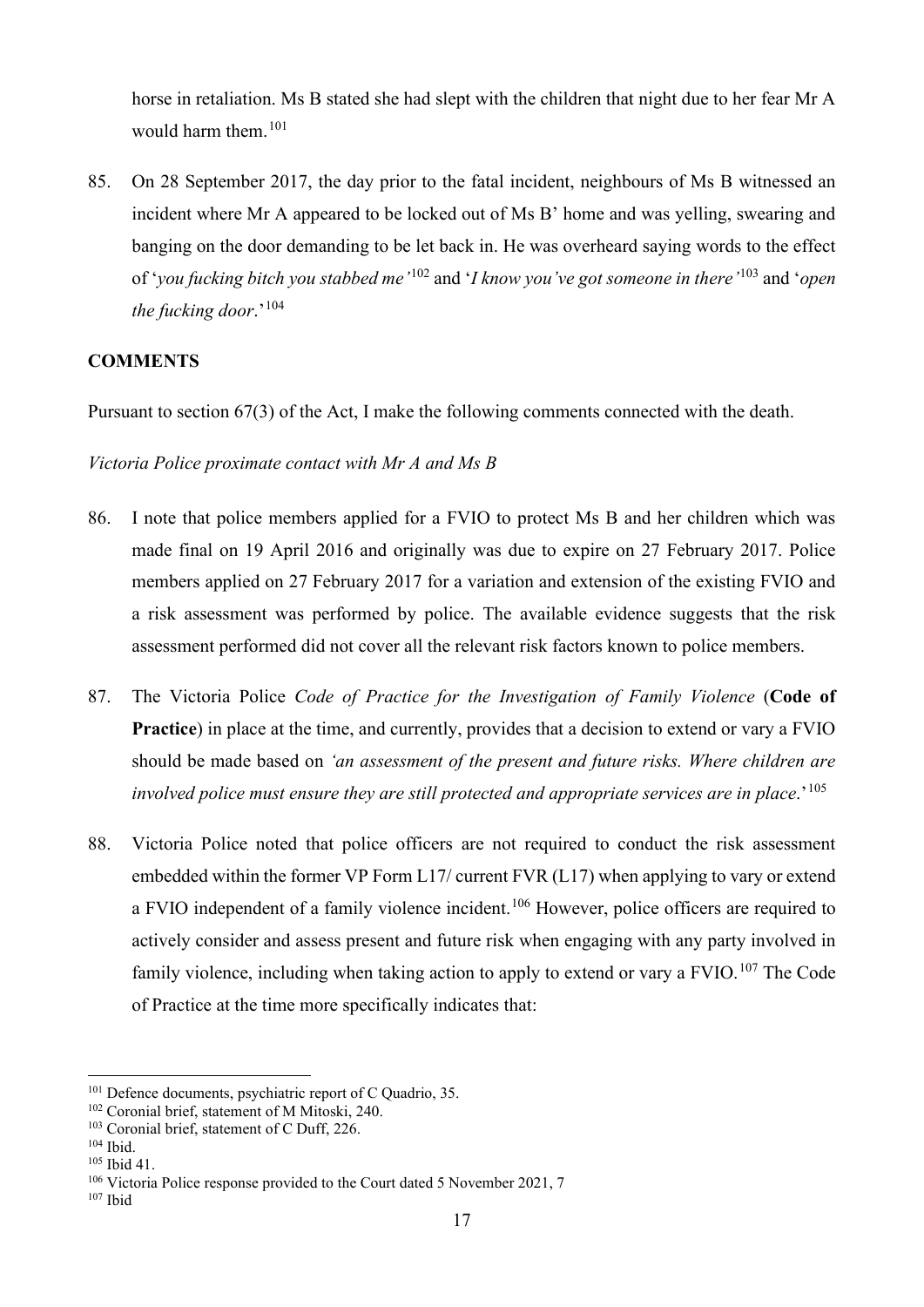horse in retaliation. Ms B stated she had slept with the children that night due to her fear Mr A would harm them.[101]

85. On 28 September 2017, the day prior to the fatal incident, neighbours of Ms B witnessed an incident where Mr A appeared to be locked out of Ms B' home and was yelling, swearing and banging on the door demanding to be let back in. He was overheard saying words to the effect of '*you fucking bitch you stabbed me*'[102] and '*I know you've got someone in there*'[103] and '*open the fucking door*.'[104]

**COMMENTS**

Pursuant to section 67(3) of the Act, I make the following comments connected with the death.

*Victoria Police proximate contact with Mr A and Ms B*

86. I note that police members applied for a FVIO to protect Ms B and her children which was made final on 19 April 2016 and originally was due to expire on 27 February 2017. Police members applied on 27 February 2017 for a variation and extension of the existing FVIO and a risk assessment was performed by police. The available evidence suggests that the risk assessment performed did not cover all the relevant risk factors known to police members.

87. The Victoria Police *Code of Practice for the Investigation of Family Violence* (**Code of Practice**) in place at the time, and currently, provides that a decision to extend or vary a FVIO should be made based on *'an assessment of the present and future risks. Where children are involved police must ensure they are still protected and appropriate services are in place*.'[105]

88. Victoria Police noted that police officers are not required to conduct the risk assessment embedded within the former VP Form L17/ current FVR (L17) when applying to vary or extend a FVIO independent of a family violence incident.[106] However, police officers are required to actively consider and assess present and future risk when engaging with any party involved in family violence, including when taking action to apply to extend or vary a FVIO.[107] The Code of Practice at the time more specifically indicates that:

---

[101] Defence documents, psychiatric report of C Quadrio, 35.
[102] Coronial brief, statement of M Mitoski, 240.
[103] Coronial brief, statement of C Duff, 226.
[104] Ibid.
[105] Ibid 41.
[106] Victoria Police response provided to the Court dated 5 November 2021, 7
[107] Ibid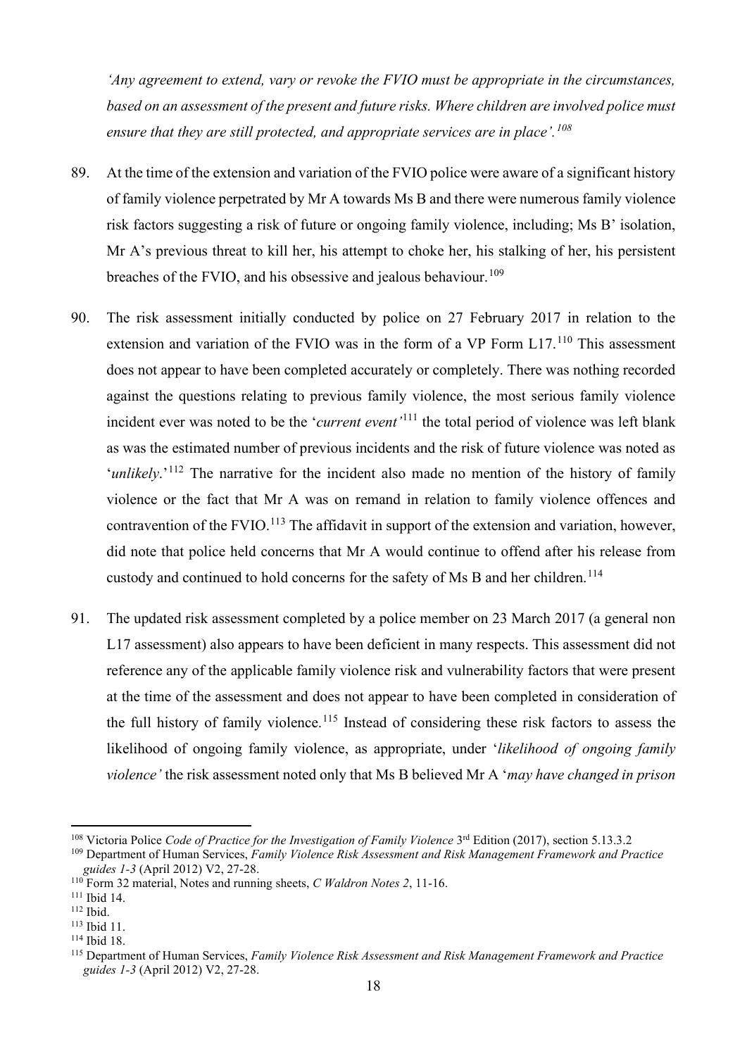*'Any agreement to extend, vary or revoke the FVIO must be appropriate in the circumstances, based on an assessment of the present and future risks. Where children are involved police must ensure that they are still protected, and appropriate services are in place'.*[108]

89. At the time of the extension and variation of the FVIO police were aware of a significant history of family violence perpetrated by Mr A towards Ms B and there were numerous family violence risk factors suggesting a risk of future or ongoing family violence, including; Ms B' isolation, Mr A's previous threat to kill her, his attempt to choke her, his stalking of her, his persistent breaches of the FVIO, and his obsessive and jealous behaviour.[109]

90. The risk assessment initially conducted by police on 27 February 2017 in relation to the extension and variation of the FVIO was in the form of a VP Form L17.[110] This assessment does not appear to have been completed accurately or completely. There was nothing recorded against the questions relating to previous family violence, the most serious family violence incident ever was noted to be the '*current event*'[111] the total period of violence was left blank as was the estimated number of previous incidents and the risk of future violence was noted as '*unlikely*.'[112] The narrative for the incident also made no mention of the history of family violence or the fact that Mr A was on remand in relation to family violence offences and contravention of the FVIO.[113] The affidavit in support of the extension and variation, however, did note that police held concerns that Mr A would continue to offend after his release from custody and continued to hold concerns for the safety of Ms B and her children.[114]

91. The updated risk assessment completed by a police member on 23 March 2017 (a general non L17 assessment) also appears to have been deficient in many respects. This assessment did not reference any of the applicable family violence risk and vulnerability factors that were present at the time of the assessment and does not appear to have been completed in consideration of the full history of family violence.[115] Instead of considering these risk factors to assess the likelihood of ongoing family violence, as appropriate, under '*likelihood of ongoing family violence*' the risk assessment noted only that Ms B believed Mr A '*may have changed in prison*

---

[108] Victoria Police *Code of Practice for the Investigation of Family Violence* 3rd Edition (2017), section 5.13.3.2

[109] Department of Human Services, *Family Violence Risk Assessment and Risk Management Framework and Practice guides 1-3* (April 2012) V2, 27-28.

[110] Form 32 material, Notes and running sheets, *C Waldron Notes 2*, 11-16.

[111] Ibid 14.

[112] Ibid.

[113] Ibid 11.

[114] Ibid 18.

[115] Department of Human Services, *Family Violence Risk Assessment and Risk Management Framework and Practice guides 1-3* (April 2012) V2, 27-28.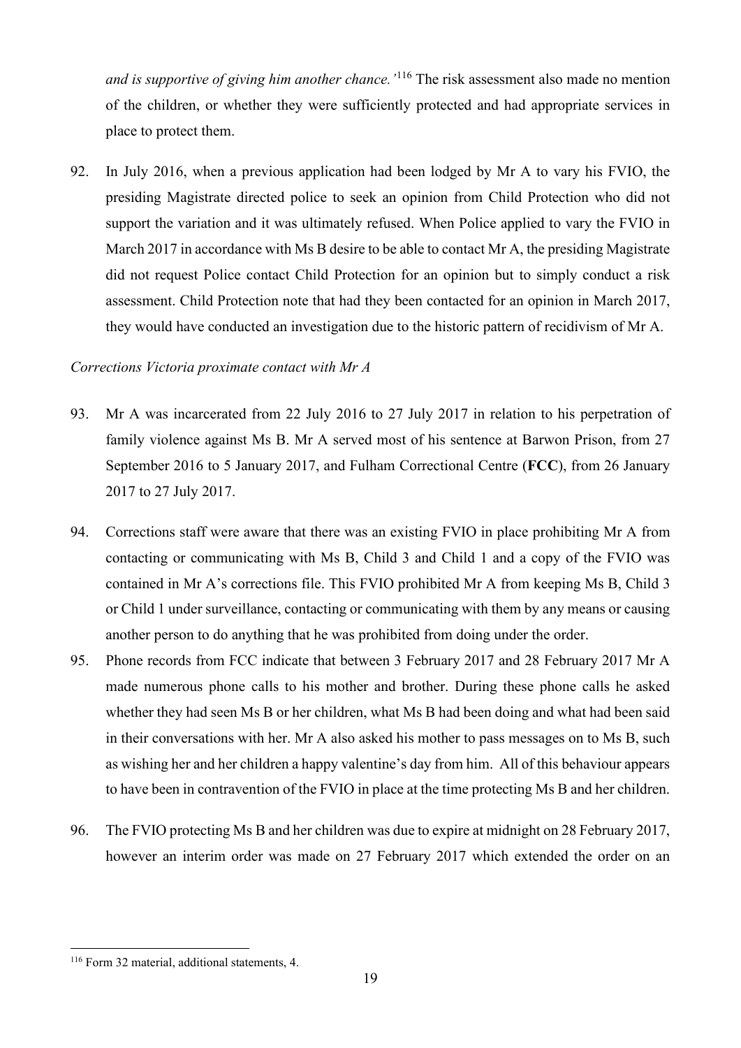*and is supportive of giving him another chance.'*[116] The risk assessment also made no mention of the children, or whether they were sufficiently protected and had appropriate services in place to protect them.

92. In July 2016, when a previous application had been lodged by Mr A to vary his FVIO, the presiding Magistrate directed police to seek an opinion from Child Protection who did not support the variation and it was ultimately refused. When Police applied to vary the FVIO in March 2017 in accordance with Ms B desire to be able to contact Mr A, the presiding Magistrate did not request Police contact Child Protection for an opinion but to simply conduct a risk assessment. Child Protection note that had they been contacted for an opinion in March 2017, they would have conducted an investigation due to the historic pattern of recidivism of Mr A.

*Corrections Victoria proximate contact with Mr A*

93. Mr A was incarcerated from 22 July 2016 to 27 July 2017 in relation to his perpetration of family violence against Ms B. Mr A served most of his sentence at Barwon Prison, from 27 September 2016 to 5 January 2017, and Fulham Correctional Centre (**FCC**), from 26 January 2017 to 27 July 2017.

94. Corrections staff were aware that there was an existing FVIO in place prohibiting Mr A from contacting or communicating with Ms B, Child 3 and Child 1 and a copy of the FVIO was contained in Mr A's corrections file. This FVIO prohibited Mr A from keeping Ms B, Child 3 or Child 1 under surveillance, contacting or communicating with them by any means or causing another person to do anything that he was prohibited from doing under the order.

95. Phone records from FCC indicate that between 3 February 2017 and 28 February 2017 Mr A made numerous phone calls to his mother and brother. During these phone calls he asked whether they had seen Ms B or her children, what Ms B had been doing and what had been said in their conversations with her. Mr A also asked his mother to pass messages on to Ms B, such as wishing her and her children a happy valentine's day from him. All of this behaviour appears to have been in contravention of the FVIO in place at the time protecting Ms B and her children.

96. The FVIO protecting Ms B and her children was due to expire at midnight on 28 February 2017, however an interim order was made on 27 February 2017 which extended the order on an

[116] Form 32 material, additional statements, 4.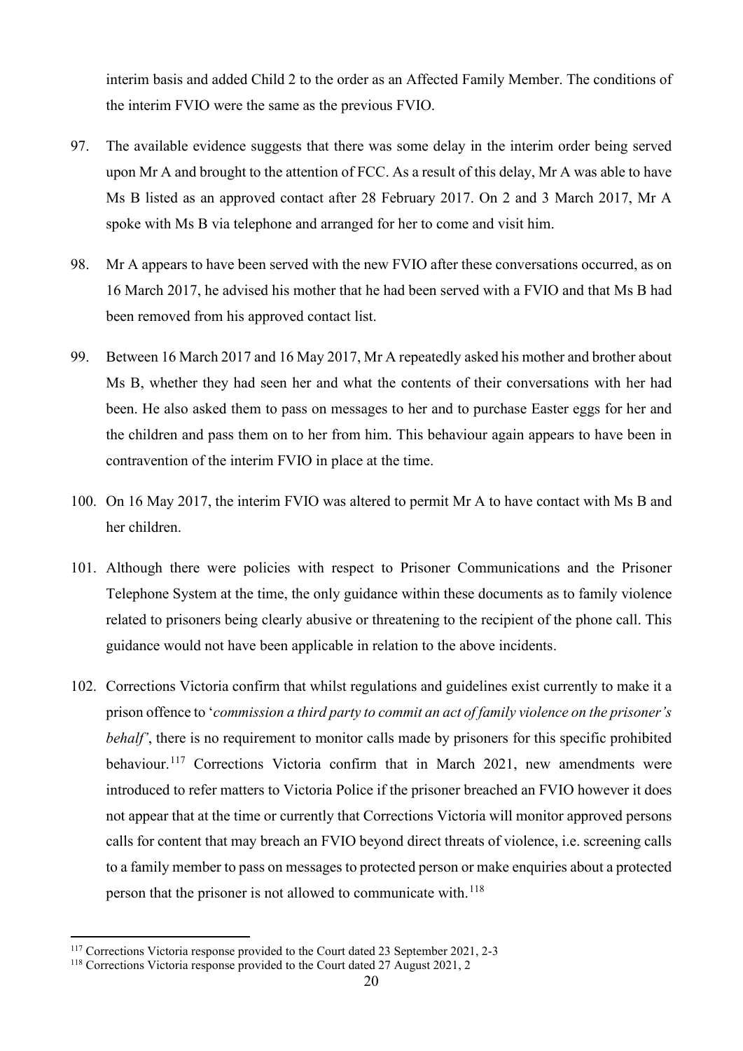interim basis and added Child 2 to the order as an Affected Family Member. The conditions of the interim FVIO were the same as the previous FVIO.

97. The available evidence suggests that there was some delay in the interim order being served upon Mr A and brought to the attention of FCC. As a result of this delay, Mr A was able to have Ms B listed as an approved contact after 28 February 2017. On 2 and 3 March 2017, Mr A spoke with Ms B via telephone and arranged for her to come and visit him.

98. Mr A appears to have been served with the new FVIO after these conversations occurred, as on 16 March 2017, he advised his mother that he had been served with a FVIO and that Ms B had been removed from his approved contact list.

99. Between 16 March 2017 and 16 May 2017, Mr A repeatedly asked his mother and brother about Ms B, whether they had seen her and what the contents of their conversations with her had been. He also asked them to pass on messages to her and to purchase Easter eggs for her and the children and pass them on to her from him. This behaviour again appears to have been in contravention of the interim FVIO in place at the time.

100. On 16 May 2017, the interim FVIO was altered to permit Mr A to have contact with Ms B and her children.

101. Although there were policies with respect to Prisoner Communications and the Prisoner Telephone System at the time, the only guidance within these documents as to family violence related to prisoners being clearly abusive or threatening to the recipient of the phone call. This guidance would not have been applicable in relation to the above incidents.

102. Corrections Victoria confirm that whilst regulations and guidelines exist currently to make it a prison offence to '*commission a third party to commit an act of family violence on the prisoner's behalf*', there is no requirement to monitor calls made by prisoners for this specific prohibited behaviour.[117] Corrections Victoria confirm that in March 2021, new amendments were introduced to refer matters to Victoria Police if the prisoner breached an FVIO however it does not appear that at the time or currently that Corrections Victoria will monitor approved persons calls for content that may breach an FVIO beyond direct threats of violence, i.e. screening calls to a family member to pass on messages to protected person or make enquiries about a protected person that the prisoner is not allowed to communicate with.[118]

---

[117] Corrections Victoria response provided to the Court dated 23 September 2021, 2-3

[118] Corrections Victoria response provided to the Court dated 27 August 2021, 2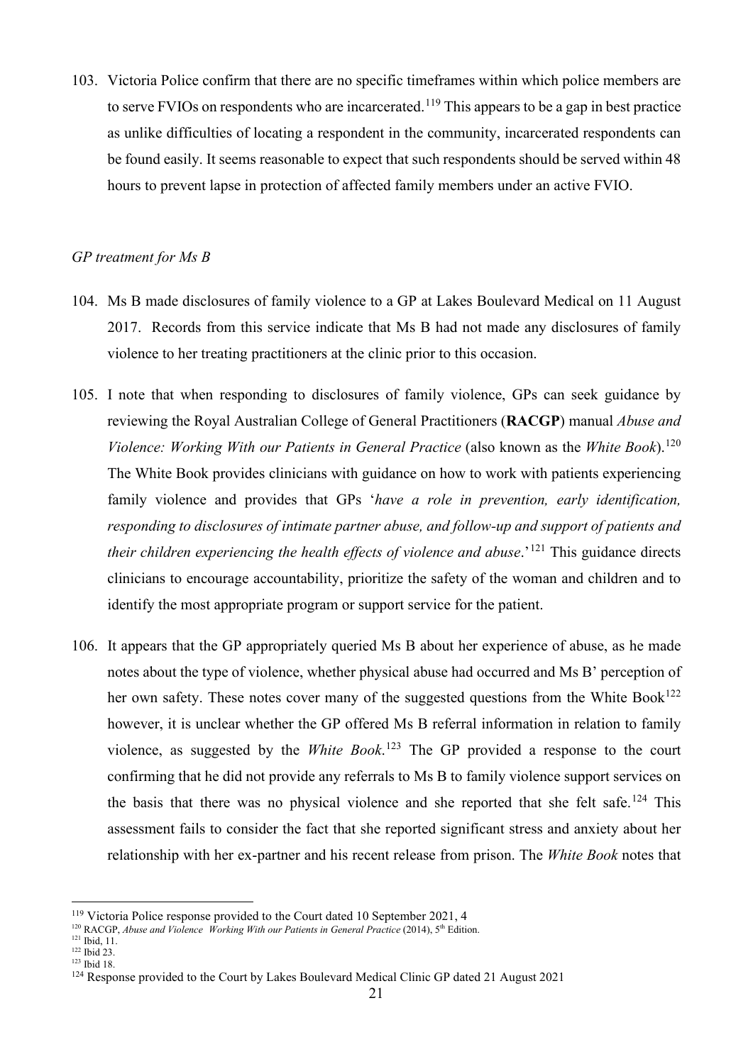103. Victoria Police confirm that there are no specific timeframes within which police members are to serve FVIOs on respondents who are incarcerated.[119] This appears to be a gap in best practice as unlike difficulties of locating a respondent in the community, incarcerated respondents can be found easily. It seems reasonable to expect that such respondents should be served within 48 hours to prevent lapse in protection of affected family members under an active FVIO.

*GP treatment for Ms B*

104. Ms B made disclosures of family violence to a GP at Lakes Boulevard Medical on 11 August 2017. Records from this service indicate that Ms B had not made any disclosures of family violence to her treating practitioners at the clinic prior to this occasion.

105. I note that when responding to disclosures of family violence, GPs can seek guidance by reviewing the Royal Australian College of General Practitioners (**RACGP**) manual *Abuse and Violence: Working With our Patients in General Practice* (also known as the *White Book*).[120] The White Book provides clinicians with guidance on how to work with patients experiencing family violence and provides that GPs '*have a role in prevention, early identification, responding to disclosures of intimate partner abuse, and follow-up and support of patients and their children experiencing the health effects of violence and abuse*.'[121] This guidance directs clinicians to encourage accountability, prioritize the safety of the woman and children and to identify the most appropriate program or support service for the patient.

106. It appears that the GP appropriately queried Ms B about her experience of abuse, as he made notes about the type of violence, whether physical abuse had occurred and Ms B' perception of her own safety. These notes cover many of the suggested questions from the White Book[122] however, it is unclear whether the GP offered Ms B referral information in relation to family violence, as suggested by the *White Book*.[123] The GP provided a response to the court confirming that he did not provide any referrals to Ms B to family violence support services on the basis that there was no physical violence and she reported that she felt safe.[124] This assessment fails to consider the fact that she reported significant stress and anxiety about her relationship with her ex-partner and his recent release from prison. The *White Book* notes that

---

[119] Victoria Police response provided to the Court dated 10 September 2021, 4

[120] RACGP, *Abuse and Violence Working With our Patients in General Practice* (2014), 5th Edition.

[121] Ibid, 11.

[122] Ibid 23.

[123] Ibid 18.

[124] Response provided to the Court by Lakes Boulevard Medical Clinic GP dated 21 August 2021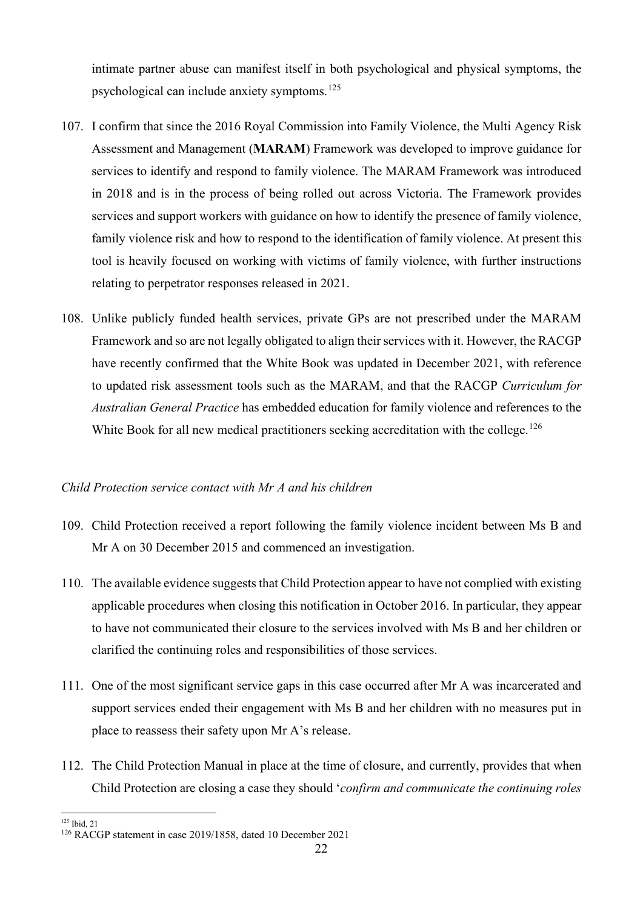intimate partner abuse can manifest itself in both psychological and physical symptoms, the psychological can include anxiety symptoms.[125]

107. I confirm that since the 2016 Royal Commission into Family Violence, the Multi Agency Risk Assessment and Management (**MARAM**) Framework was developed to improve guidance for services to identify and respond to family violence. The MARAM Framework was introduced in 2018 and is in the process of being rolled out across Victoria. The Framework provides services and support workers with guidance on how to identify the presence of family violence, family violence risk and how to respond to the identification of family violence. At present this tool is heavily focused on working with victims of family violence, with further instructions relating to perpetrator responses released in 2021.

108. Unlike publicly funded health services, private GPs are not prescribed under the MARAM Framework and so are not legally obligated to align their services with it. However, the RACGP have recently confirmed that the White Book was updated in December 2021, with reference to updated risk assessment tools such as the MARAM, and that the RACGP *Curriculum for Australian General Practice* has embedded education for family violence and references to the White Book for all new medical practitioners seeking accreditation with the college.[126]

*Child Protection service contact with Mr A and his children*

109. Child Protection received a report following the family violence incident between Ms B and Mr A on 30 December 2015 and commenced an investigation.

110. The available evidence suggests that Child Protection appear to have not complied with existing applicable procedures when closing this notification in October 2016. In particular, they appear to have not communicated their closure to the services involved with Ms B and her children or clarified the continuing roles and responsibilities of those services.

111. One of the most significant service gaps in this case occurred after Mr A was incarcerated and support services ended their engagement with Ms B and her children with no measures put in place to reassess their safety upon Mr A's release.

112. The Child Protection Manual in place at the time of closure, and currently, provides that when Child Protection are closing a case they should '*confirm and communicate the continuing roles*

[125] Ibid, 21

[126] RACGP statement in case 2019/1858, dated 10 December 2021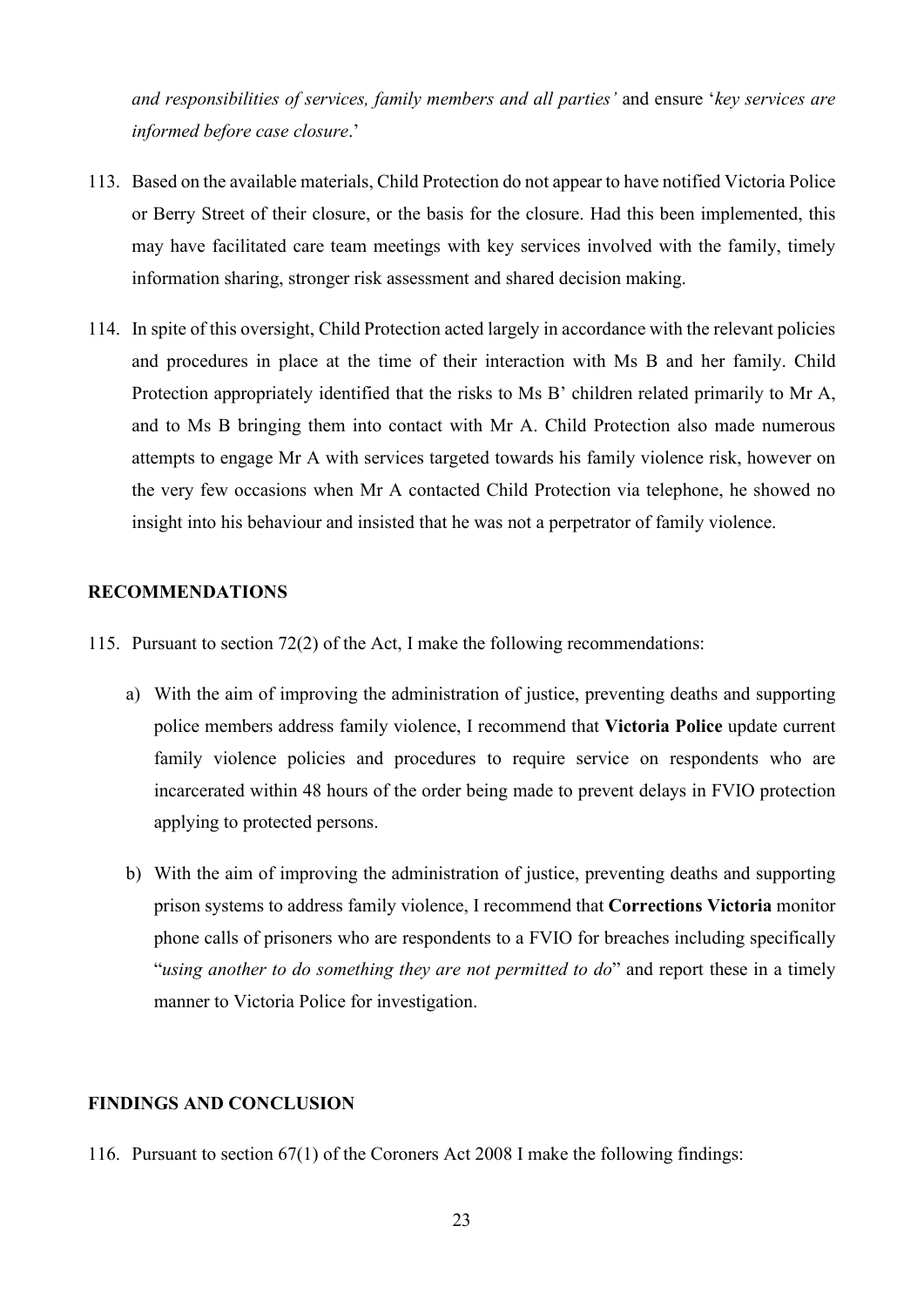*and responsibilities of services, family members and all parties'* and ensure '*key services are informed before case closure*.'

113. Based on the available materials, Child Protection do not appear to have notified Victoria Police or Berry Street of their closure, or the basis for the closure. Had this been implemented, this may have facilitated care team meetings with key services involved with the family, timely information sharing, stronger risk assessment and shared decision making.

114. In spite of this oversight, Child Protection acted largely in accordance with the relevant policies and procedures in place at the time of their interaction with Ms B and her family. Child Protection appropriately identified that the risks to Ms B' children related primarily to Mr A, and to Ms B bringing them into contact with Mr A. Child Protection also made numerous attempts to engage Mr A with services targeted towards his family violence risk, however on the very few occasions when Mr A contacted Child Protection via telephone, he showed no insight into his behaviour and insisted that he was not a perpetrator of family violence.

## RECOMMENDATIONS

115. Pursuant to section 72(2) of the Act, I make the following recommendations:

    a) With the aim of improving the administration of justice, preventing deaths and supporting police members address family violence, I recommend that **Victoria Police** update current family violence policies and procedures to require service on respondents who are incarcerated within 48 hours of the order being made to prevent delays in FVIO protection applying to protected persons.

    b) With the aim of improving the administration of justice, preventing deaths and supporting prison systems to address family violence, I recommend that **Corrections Victoria** monitor phone calls of prisoners who are respondents to a FVIO for breaches including specifically "*using another to do something they are not permitted to do*" and report these in a timely manner to Victoria Police for investigation.

## FINDINGS AND CONCLUSION

116. Pursuant to section 67(1) of the Coroners Act 2008 I make the following findings: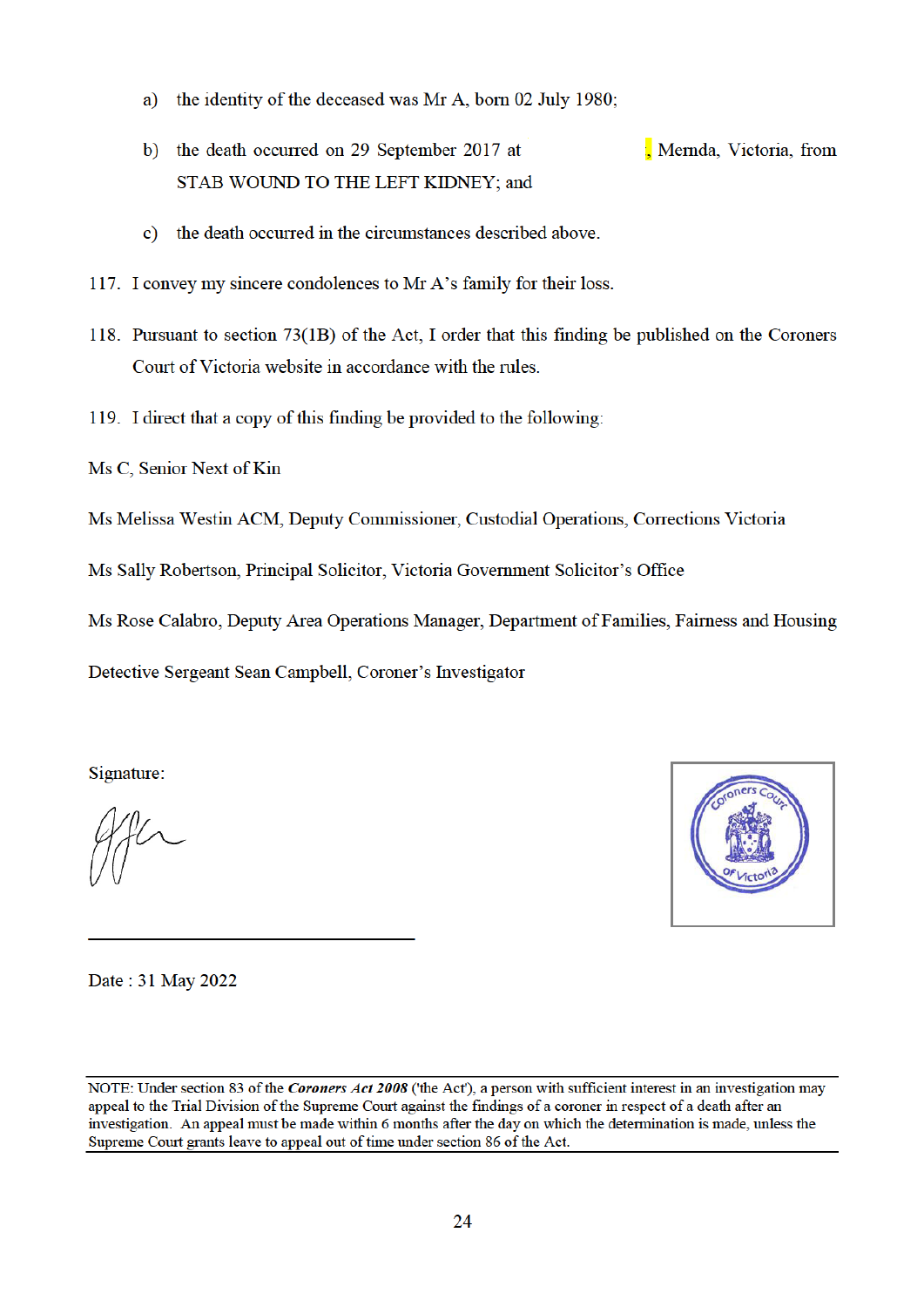a) the identity of the deceased was Mr A, born 02 July 1980;

b) the death occurred on 29 September 2017 at , Mernda, Victoria, from STAB WOUND TO THE LEFT KIDNEY; and

c) the death occurred in the circumstances described above.

117. I convey my sincere condolences to Mr A's family for their loss.

118. Pursuant to section 73(1B) of the Act, I order that this finding be published on the Coroners Court of Victoria website in accordance with the rules.

119. I direct that a copy of this finding be provided to the following:

Ms C, Senior Next of Kin

Ms Melissa Westin ACM, Deputy Commissioner, Custodial Operations, Corrections Victoria

Ms Sally Robertson, Principal Solicitor, Victoria Government Solicitor's Office

Ms Rose Calabro, Deputy Area Operations Manager, Department of Families, Fairness and Housing

Detective Sergeant Sean Campbell, Coroner's Investigator

Signature:

Coroners Court of Victoria

Date : 31 May 2022

NOTE: Under section 83 of the ***Coroners Act 2008*** ('the Act'), a person with sufficient interest in an investigation may appeal to the Trial Division of the Supreme Court against the findings of a coroner in respect of a death after an investigation. An appeal must be made within 6 months after the day on which the determination is made, unless the Supreme Court grants leave to appeal out of time under section 86 of the Act.